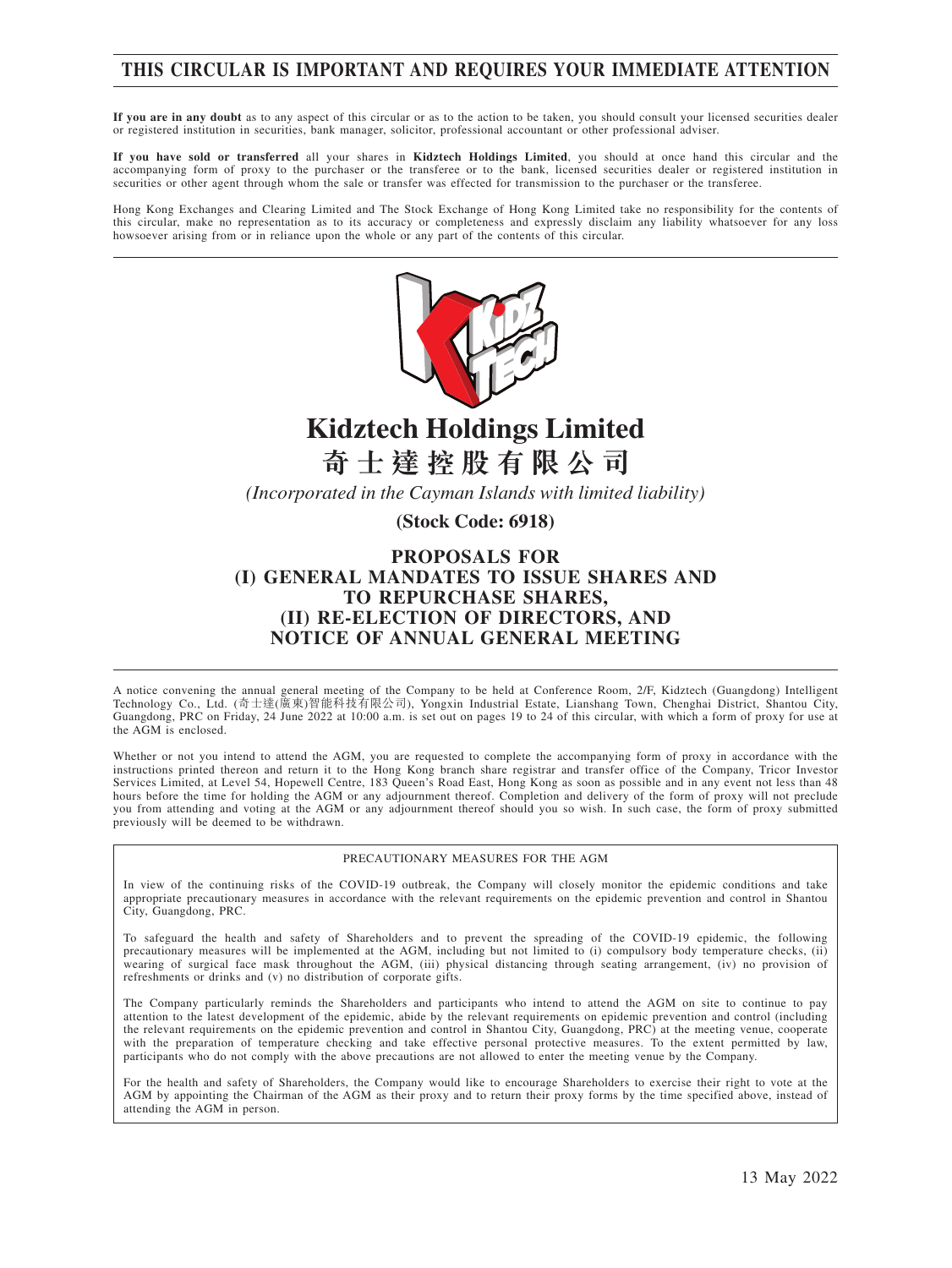# THIS CIRCULAR IS IMPORTANT AND REQUIRES YOUR IMMEDIATE ATTENTION

**If you are in any doubt** as to any aspect of this circular or as to the action to be taken, you should consult your licensed securities dealer or registered institution in securities, bank manager, solicitor, professional accountant or other professional adviser.

**If you have sold or transferred** all your shares in **Kidztech Holdings Limited**, you should at once hand this circular and the accompanying form of proxy to the purchaser or the transferee or to the bank, licensed securities dealer or registered institution in securities or other agent through whom the sale or transfer was effected for transmission to the purchaser or the transferee.

Hong Kong Exchanges and Clearing Limited and The Stock Exchange of Hong Kong Limited take no responsibility for the contents of this circular, make no representation as to its accuracy or completeness and expressly disclaim any liability whatsoever for any loss howsoever arising from or in reliance upon the whole or any part of the contents of this circular.

# Kidztech Holdings Limited
# 奇士達控股有限公司

*(Incorporated in the Cayman Islands with limited liability)*

**(Stock Code: 6918)**

## PROPOSALS FOR
## (I) GENERAL MANDATES TO ISSUE SHARES AND TO REPURCHASE SHARES,
## (II) RE-ELECTION OF DIRECTORS, AND
## NOTICE OF ANNUAL GENERAL MEETING

A notice convening the annual general meeting of the Company to be held at Conference Room, 2/F, Kidztech (Guangdong) Intelligent Technology Co., Ltd. (奇士達(廣東)智能科技有限公司), Yongxin Industrial Estate, Lianshang Town, Chenghai District, Shantou City, Guangdong, PRC on Friday, 24 June 2022 at 10:00 a.m. is set out on pages 19 to 24 of this circular, with which a form of proxy for use at the AGM is enclosed.

Whether or not you intend to attend the AGM, you are requested to complete the accompanying form of proxy in accordance with the instructions printed thereon and return it to the Hong Kong branch share registrar and transfer office of the Company, Tricor Investor Services Limited, at Level 54, Hopewell Centre, 183 Queen's Road East, Hong Kong as soon as possible and in any event not less than 48 hours before the time for holding the AGM or any adjournment thereof. Completion and delivery of the form of proxy will not preclude you from attending and voting at the AGM or any adjournment thereof should you so wish. In such case, the form of proxy submitted previously will be deemed to be withdrawn.

PRECAUTIONARY MEASURES FOR THE AGM

In view of the continuing risks of the COVID-19 outbreak, the Company will closely monitor the epidemic conditions and take appropriate precautionary measures in accordance with the relevant requirements on the epidemic prevention and control in Shantou City, Guangdong, PRC.

To safeguard the health and safety of Shareholders and to prevent the spreading of the COVID-19 epidemic, the following precautionary measures will be implemented at the AGM, including but not limited to (i) compulsory body temperature checks, (ii) wearing of surgical face mask throughout the AGM, (iii) physical distancing through seating arrangement, (iv) no provision of refreshments or drinks and (v) no distribution of corporate gifts.

The Company particularly reminds the Shareholders and participants who intend to attend the AGM on site to continue to pay attention to the latest development of the epidemic, abide by the relevant requirements on epidemic prevention and control (including the relevant requirements on the epidemic prevention and control in Shantou City, Guangdong, PRC) at the meeting venue, cooperate with the preparation of temperature checking and take effective personal protective measures. To the extent permitted by law, participants who do not comply with the above precautions are not allowed to enter the meeting venue by the Company.

For the health and safety of Shareholders, the Company would like to encourage Shareholders to exercise their right to vote at the AGM by appointing the Chairman of the AGM as their proxy and to return their proxy forms by the time specified above, instead of attending the AGM in person.

13 May 2022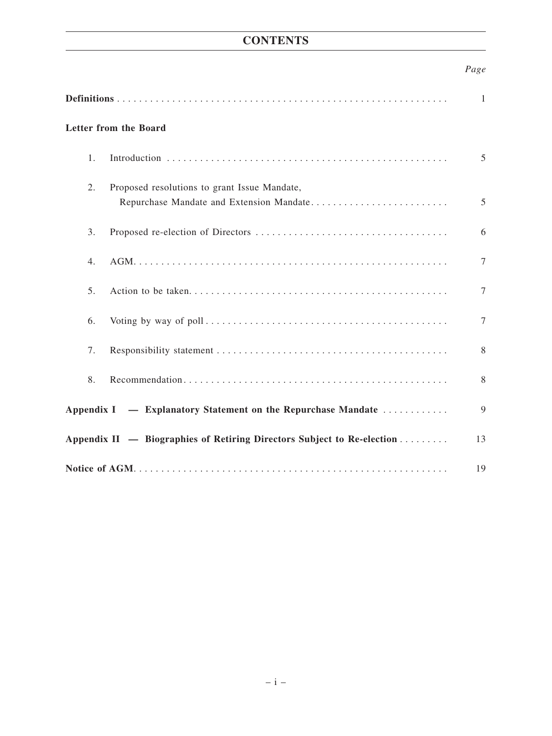# CONTENTS

| | Page |
|---|---|
| **Definitions** | 1 |
| **Letter from the Board** | |
| 1. Introduction | 5 |
| 2. Proposed resolutions to grant Issue Mandate, Repurchase Mandate and Extension Mandate | 5 |
| 3. Proposed re-election of Directors | 6 |
| 4. AGM | 7 |
| 5. Action to be taken | 7 |
| 6. Voting by way of poll | 7 |
| 7. Responsibility statement | 8 |
| 8. Recommendation | 8 |
| **Appendix I — Explanatory Statement on the Repurchase Mandate** | 9 |
| **Appendix II — Biographies of Retiring Directors Subject to Re-election** | 13 |
| **Notice of AGM** | 19 |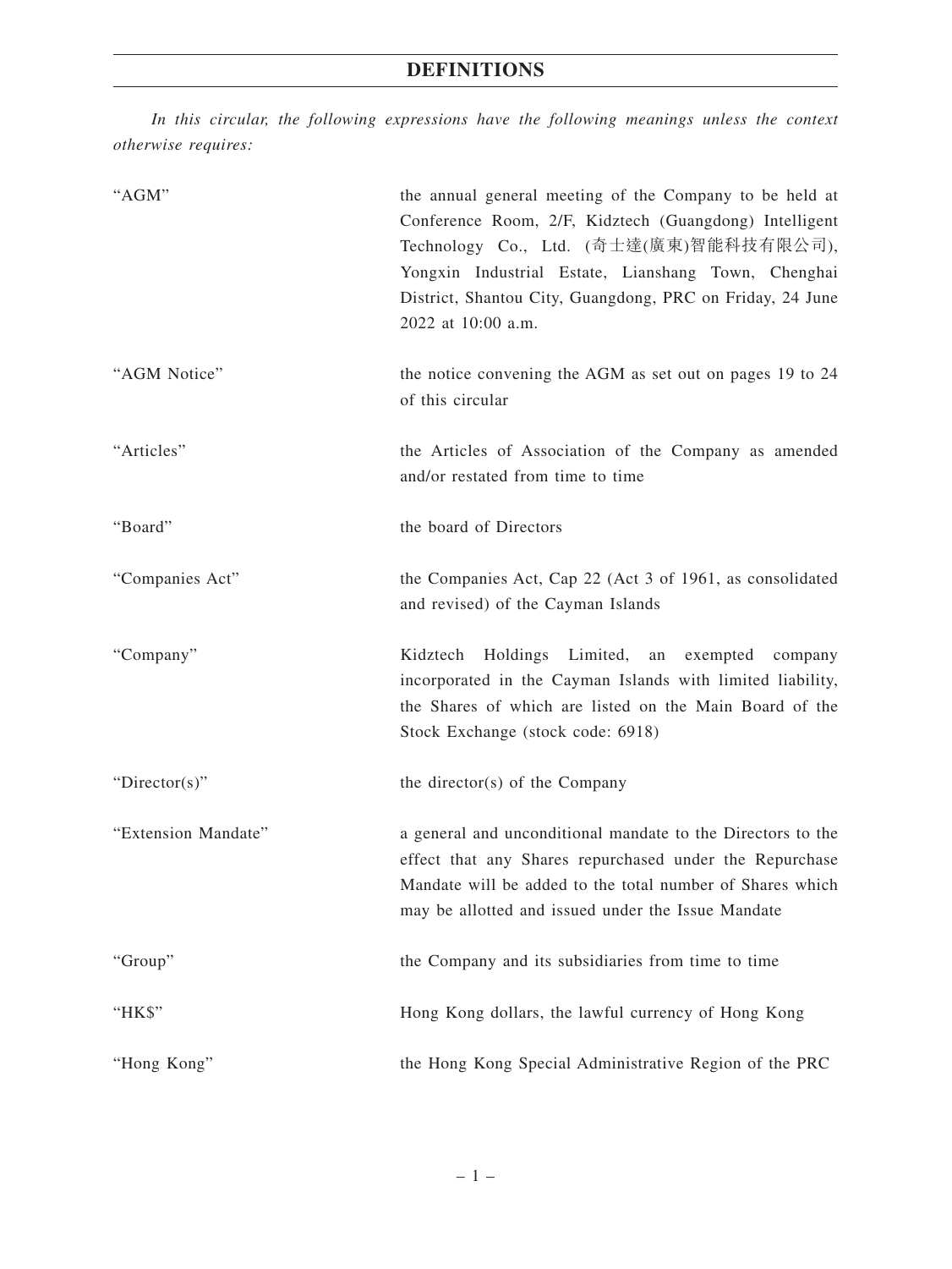# DEFINITIONS

*In this circular, the following expressions have the following meanings unless the context otherwise requires:*

| | |
|---|---|
| "AGM" | the annual general meeting of the Company to be held at Conference Room, 2/F, Kidztech (Guangdong) Intelligent Technology Co., Ltd. (奇士達(廣東)智能科技有限公司), Yongxin Industrial Estate, Lianshang Town, Chenghai District, Shantou City, Guangdong, PRC on Friday, 24 June 2022 at 10:00 a.m. |
| "AGM Notice" | the notice convening the AGM as set out on pages 19 to 24 of this circular |
| "Articles" | the Articles of Association of the Company as amended and/or restated from time to time |
| "Board" | the board of Directors |
| "Companies Act" | the Companies Act, Cap 22 (Act 3 of 1961, as consolidated and revised) of the Cayman Islands |
| "Company" | Kidztech Holdings Limited, an exempted company incorporated in the Cayman Islands with limited liability, the Shares of which are listed on the Main Board of the Stock Exchange (stock code: 6918) |
| "Director(s)" | the director(s) of the Company |
| "Extension Mandate" | a general and unconditional mandate to the Directors to the effect that any Shares repurchased under the Repurchase Mandate will be added to the total number of Shares which may be allotted and issued under the Issue Mandate |
| "Group" | the Company and its subsidiaries from time to time |
| "HK$" | Hong Kong dollars, the lawful currency of Hong Kong |
| "Hong Kong" | the Hong Kong Special Administrative Region of the PRC |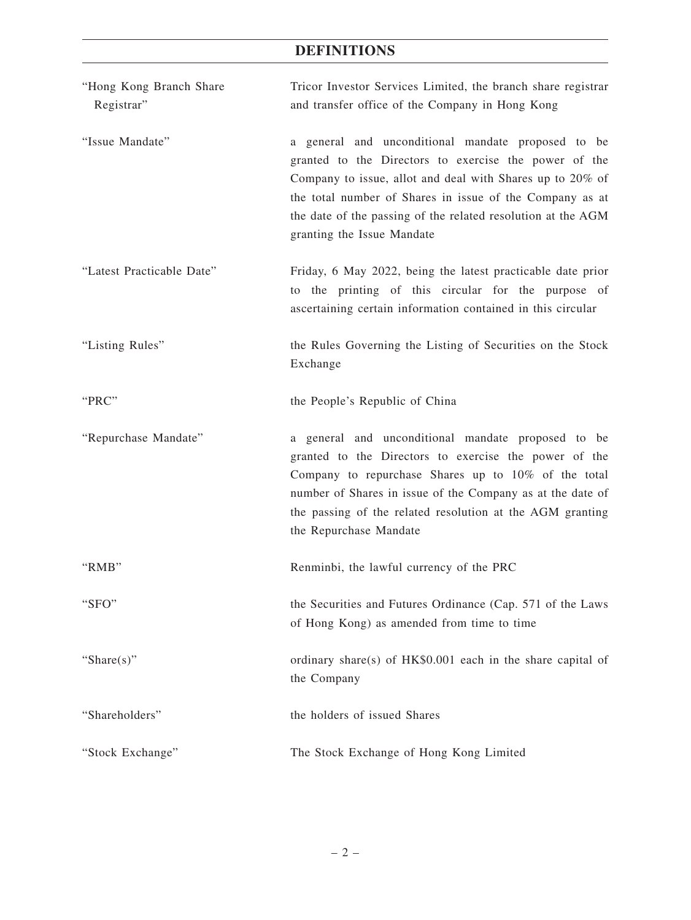# DEFINITIONS

| | |
|---|---|
| "Hong Kong Branch Share Registrar" | Tricor Investor Services Limited, the branch share registrar and transfer office of the Company in Hong Kong |
| "Issue Mandate" | a general and unconditional mandate proposed to be granted to the Directors to exercise the power of the Company to issue, allot and deal with Shares up to 20% of the total number of Shares in issue of the Company as at the date of the passing of the related resolution at the AGM granting the Issue Mandate |
| "Latest Practicable Date" | Friday, 6 May 2022, being the latest practicable date prior to the printing of this circular for the purpose of ascertaining certain information contained in this circular |
| "Listing Rules" | the Rules Governing the Listing of Securities on the Stock Exchange |
| "PRC" | the People's Republic of China |
| "Repurchase Mandate" | a general and unconditional mandate proposed to be granted to the Directors to exercise the power of the Company to repurchase Shares up to 10% of the total number of Shares in issue of the Company as at the date of the passing of the related resolution at the AGM granting the Repurchase Mandate |
| "RMB" | Renminbi, the lawful currency of the PRC |
| "SFO" | the Securities and Futures Ordinance (Cap. 571 of the Laws of Hong Kong) as amended from time to time |
| "Share(s)" | ordinary share(s) of HK$0.001 each in the share capital of the Company |
| "Shareholders" | the holders of issued Shares |
| "Stock Exchange" | The Stock Exchange of Hong Kong Limited |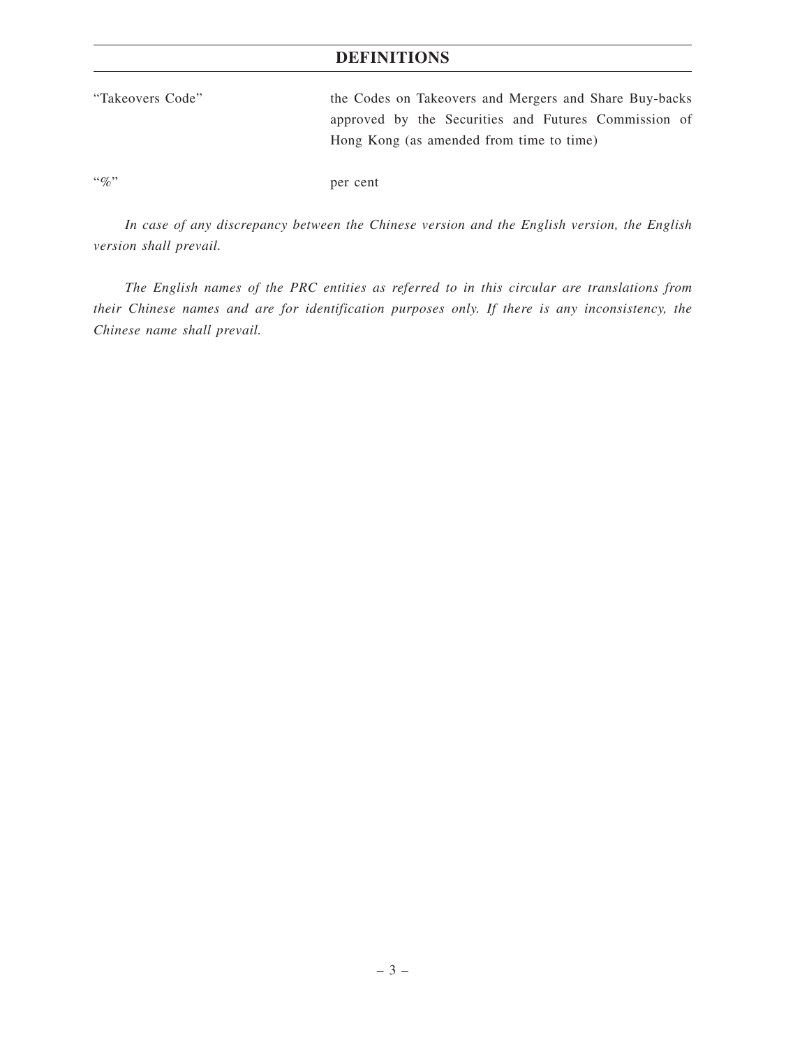# DEFINITIONS

| | |
|---|---|
| "Takeovers Code" | the Codes on Takeovers and Mergers and Share Buy-backs approved by the Securities and Futures Commission of Hong Kong (as amended from time to time) |
| "%" | per cent |

*In case of any discrepancy between the Chinese version and the English version, the English version shall prevail.*

*The English names of the PRC entities as referred to in this circular are translations from their Chinese names and are for identification purposes only. If there is any inconsistency, the Chinese name shall prevail.*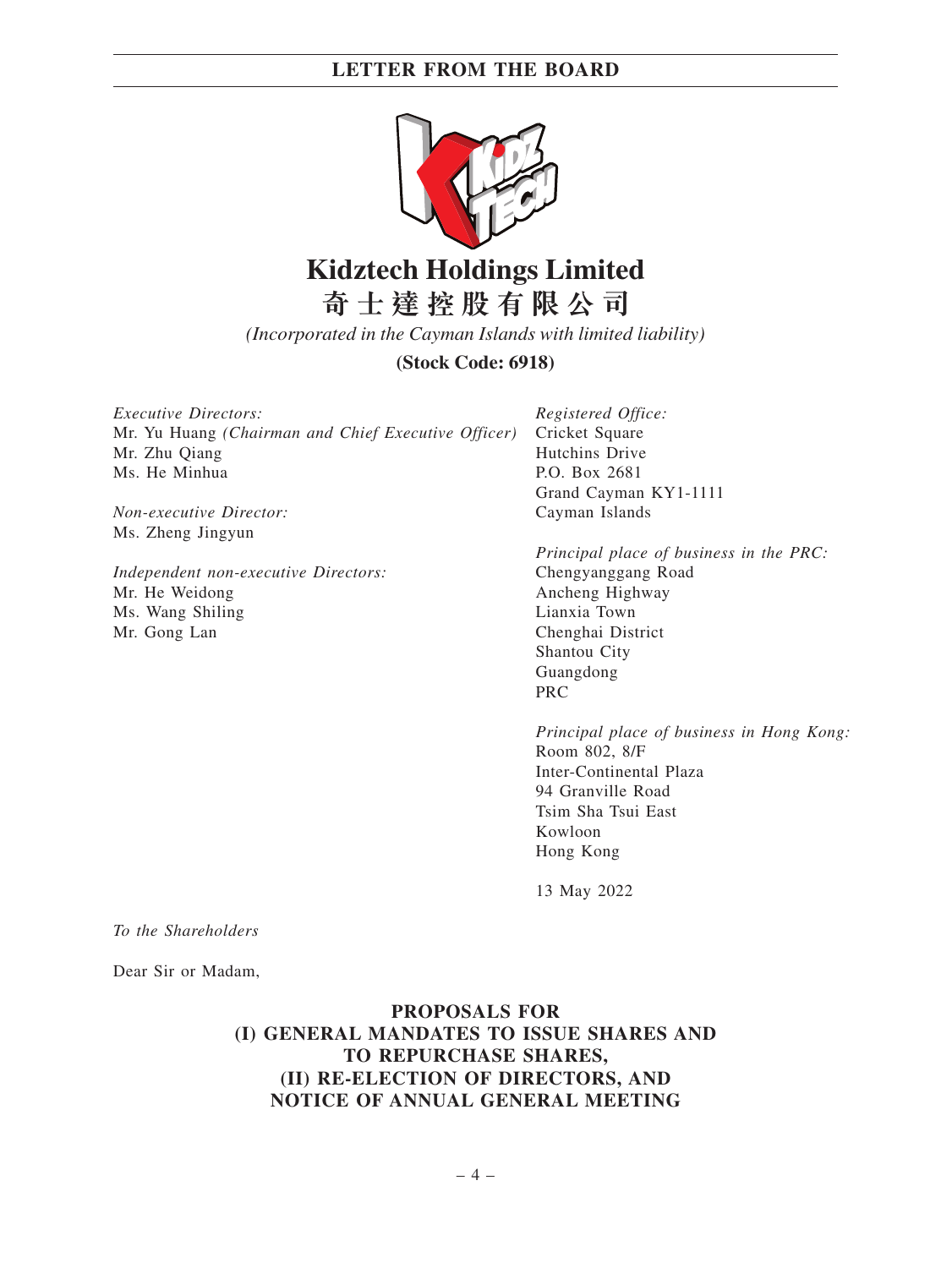# Kidztech Holdings Limited

# 奇士達控股有限公司

*(Incorporated in the Cayman Islands with limited liability)*

**(Stock Code: 6918)**

*Executive Directors:*
Mr. Yu Huang *(Chairman and Chief Executive Officer)*
Mr. Zhu Qiang
Ms. He Minhua

*Non-executive Director:*
Ms. Zheng Jingyun

*Independent non-executive Directors:*
Mr. He Weidong
Ms. Wang Shiling
Mr. Gong Lan

*Registered Office:*
Cricket Square
Hutchins Drive
P.O. Box 2681
Grand Cayman KY1-1111
Cayman Islands

*Principal place of business in the PRC:*
Chengyanggang Road
Ancheng Highway
Lianxia Town
Chenghai District
Shantou City
Guangdong
PRC

*Principal place of business in Hong Kong:*
Room 802, 8/F
Inter-Continental Plaza
94 Granville Road
Tsim Sha Tsui East
Kowloon
Hong Kong

13 May 2022

*To the Shareholders*

Dear Sir or Madam,

**PROPOSALS FOR**
**(I) GENERAL MANDATES TO ISSUE SHARES AND TO REPURCHASE SHARES,**
**(II) RE-ELECTION OF DIRECTORS, AND**
**NOTICE OF ANNUAL GENERAL MEETING**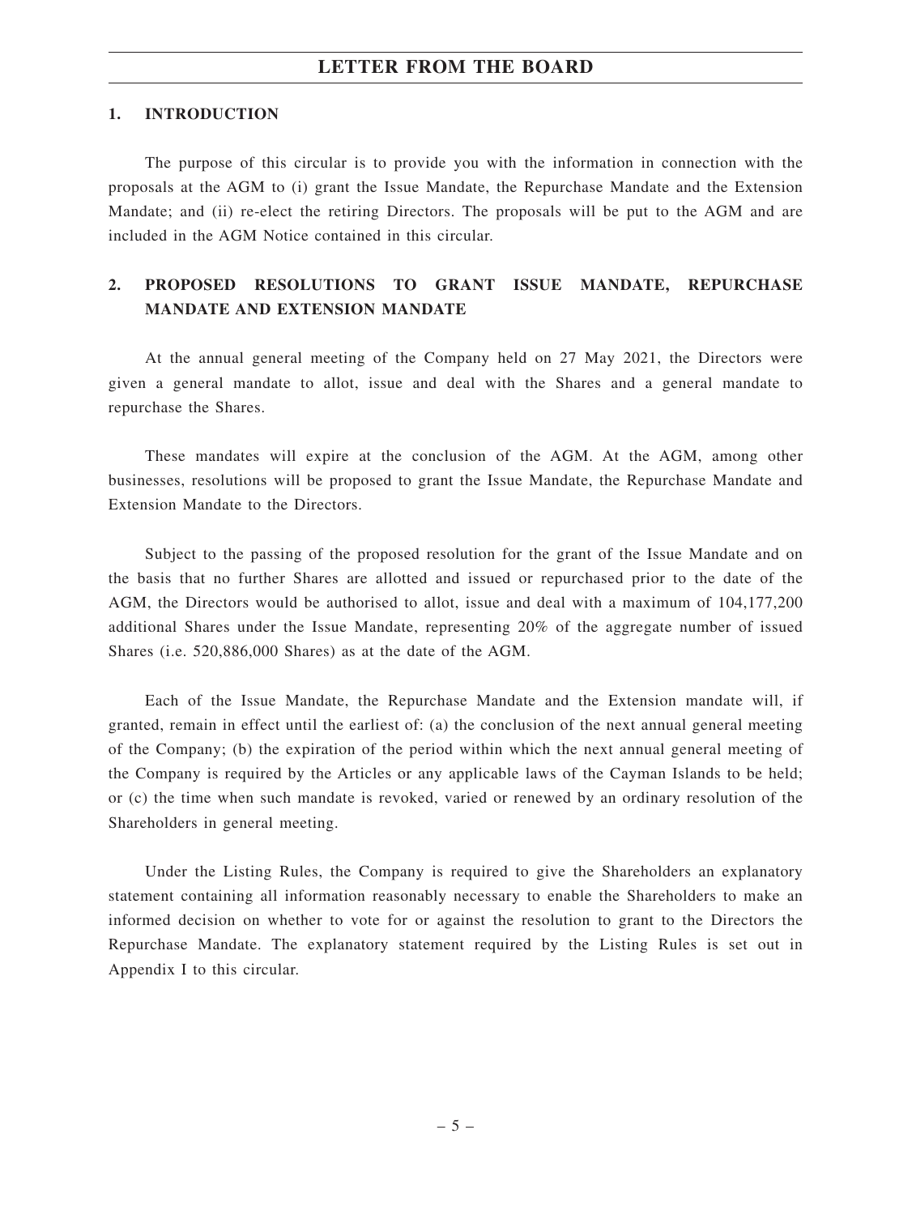# LETTER FROM THE BOARD

## 1. INTRODUCTION

The purpose of this circular is to provide you with the information in connection with the proposals at the AGM to (i) grant the Issue Mandate, the Repurchase Mandate and the Extension Mandate; and (ii) re-elect the retiring Directors. The proposals will be put to the AGM and are included in the AGM Notice contained in this circular.

## 2. PROPOSED RESOLUTIONS TO GRANT ISSUE MANDATE, REPURCHASE MANDATE AND EXTENSION MANDATE

At the annual general meeting of the Company held on 27 May 2021, the Directors were given a general mandate to allot, issue and deal with the Shares and a general mandate to repurchase the Shares.

These mandates will expire at the conclusion of the AGM. At the AGM, among other businesses, resolutions will be proposed to grant the Issue Mandate, the Repurchase Mandate and Extension Mandate to the Directors.

Subject to the passing of the proposed resolution for the grant of the Issue Mandate and on the basis that no further Shares are allotted and issued or repurchased prior to the date of the AGM, the Directors would be authorised to allot, issue and deal with a maximum of 104,177,200 additional Shares under the Issue Mandate, representing 20% of the aggregate number of issued Shares (i.e. 520,886,000 Shares) as at the date of the AGM.

Each of the Issue Mandate, the Repurchase Mandate and the Extension mandate will, if granted, remain in effect until the earliest of: (a) the conclusion of the next annual general meeting of the Company; (b) the expiration of the period within which the next annual general meeting of the Company is required by the Articles or any applicable laws of the Cayman Islands to be held; or (c) the time when such mandate is revoked, varied or renewed by an ordinary resolution of the Shareholders in general meeting.

Under the Listing Rules, the Company is required to give the Shareholders an explanatory statement containing all information reasonably necessary to enable the Shareholders to make an informed decision on whether to vote for or against the resolution to grant to the Directors the Repurchase Mandate. The explanatory statement required by the Listing Rules is set out in Appendix I to this circular.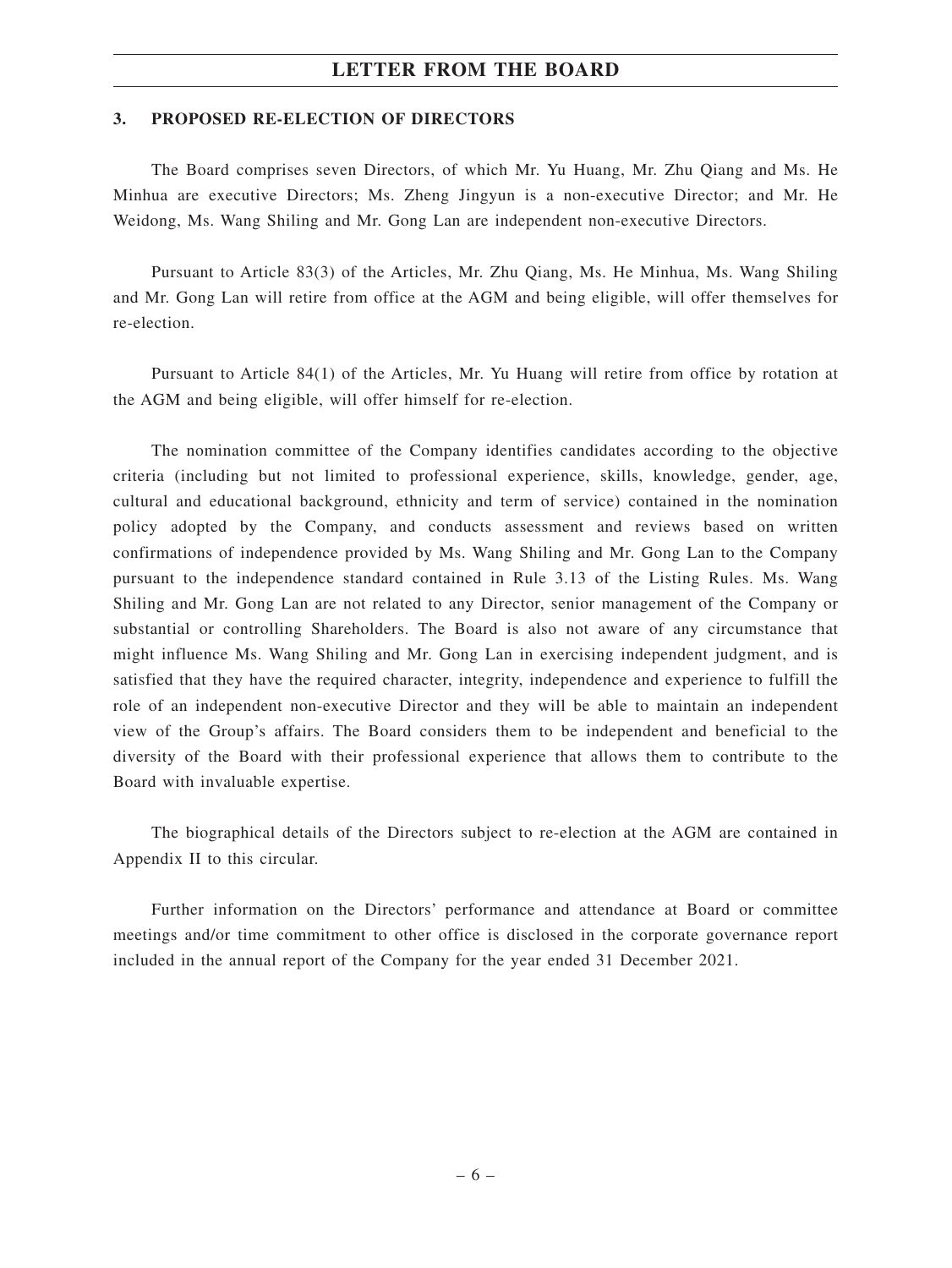### 3. PROPOSED RE-ELECTION OF DIRECTORS

The Board comprises seven Directors, of which Mr. Yu Huang, Mr. Zhu Qiang and Ms. He Minhua are executive Directors; Ms. Zheng Jingyun is a non-executive Director; and Mr. He Weidong, Ms. Wang Shiling and Mr. Gong Lan are independent non-executive Directors.

Pursuant to Article 83(3) of the Articles, Mr. Zhu Qiang, Ms. He Minhua, Ms. Wang Shiling and Mr. Gong Lan will retire from office at the AGM and being eligible, will offer themselves for re-election.

Pursuant to Article 84(1) of the Articles, Mr. Yu Huang will retire from office by rotation at the AGM and being eligible, will offer himself for re-election.

The nomination committee of the Company identifies candidates according to the objective criteria (including but not limited to professional experience, skills, knowledge, gender, age, cultural and educational background, ethnicity and term of service) contained in the nomination policy adopted by the Company, and conducts assessment and reviews based on written confirmations of independence provided by Ms. Wang Shiling and Mr. Gong Lan to the Company pursuant to the independence standard contained in Rule 3.13 of the Listing Rules. Ms. Wang Shiling and Mr. Gong Lan are not related to any Director, senior management of the Company or substantial or controlling Shareholders. The Board is also not aware of any circumstance that might influence Ms. Wang Shiling and Mr. Gong Lan in exercising independent judgment, and is satisfied that they have the required character, integrity, independence and experience to fulfill the role of an independent non-executive Director and they will be able to maintain an independent view of the Group's affairs. The Board considers them to be independent and beneficial to the diversity of the Board with their professional experience that allows them to contribute to the Board with invaluable expertise.

The biographical details of the Directors subject to re-election at the AGM are contained in Appendix II to this circular.

Further information on the Directors' performance and attendance at Board or committee meetings and/or time commitment to other office is disclosed in the corporate governance report included in the annual report of the Company for the year ended 31 December 2021.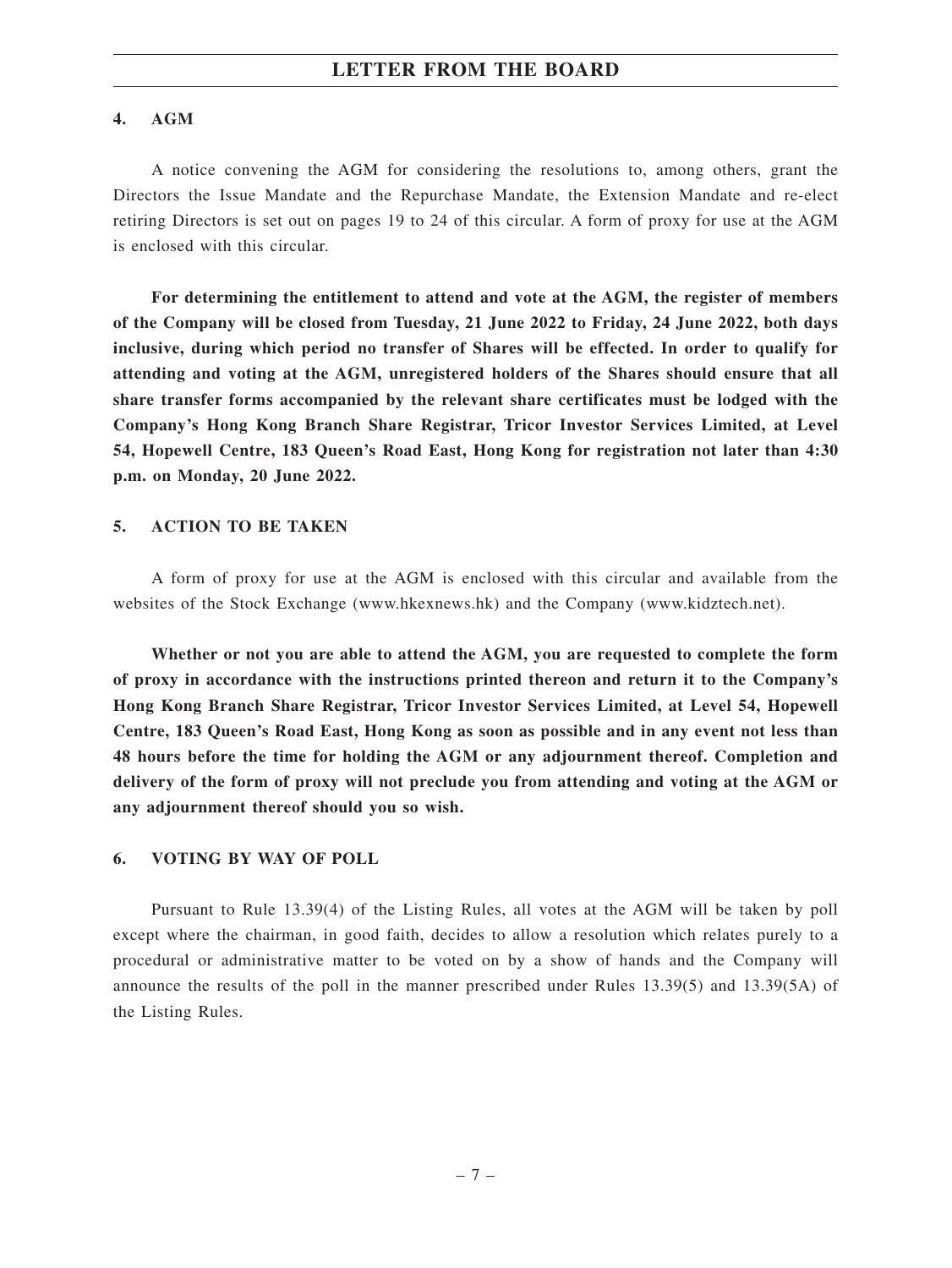## 4. AGM

A notice convening the AGM for considering the resolutions to, among others, grant the Directors the Issue Mandate and the Repurchase Mandate, the Extension Mandate and re-elect retiring Directors is set out on pages 19 to 24 of this circular. A form of proxy for use at the AGM is enclosed with this circular.

**For determining the entitlement to attend and vote at the AGM, the register of members of the Company will be closed from Tuesday, 21 June 2022 to Friday, 24 June 2022, both days inclusive, during which period no transfer of Shares will be effected. In order to qualify for attending and voting at the AGM, unregistered holders of the Shares should ensure that all share transfer forms accompanied by the relevant share certificates must be lodged with the Company's Hong Kong Branch Share Registrar, Tricor Investor Services Limited, at Level 54, Hopewell Centre, 183 Queen's Road East, Hong Kong for registration not later than 4:30 p.m. on Monday, 20 June 2022.**

## 5. ACTION TO BE TAKEN

A form of proxy for use at the AGM is enclosed with this circular and available from the websites of the Stock Exchange (www.hkexnews.hk) and the Company (www.kidztech.net).

**Whether or not you are able to attend the AGM, you are requested to complete the form of proxy in accordance with the instructions printed thereon and return it to the Company's Hong Kong Branch Share Registrar, Tricor Investor Services Limited, at Level 54, Hopewell Centre, 183 Queen's Road East, Hong Kong as soon as possible and in any event not less than 48 hours before the time for holding the AGM or any adjournment thereof. Completion and delivery of the form of proxy will not preclude you from attending and voting at the AGM or any adjournment thereof should you so wish.**

## 6. VOTING BY WAY OF POLL

Pursuant to Rule 13.39(4) of the Listing Rules, all votes at the AGM will be taken by poll except where the chairman, in good faith, decides to allow a resolution which relates purely to a procedural or administrative matter to be voted on by a show of hands and the Company will announce the results of the poll in the manner prescribed under Rules 13.39(5) and 13.39(5A) of the Listing Rules.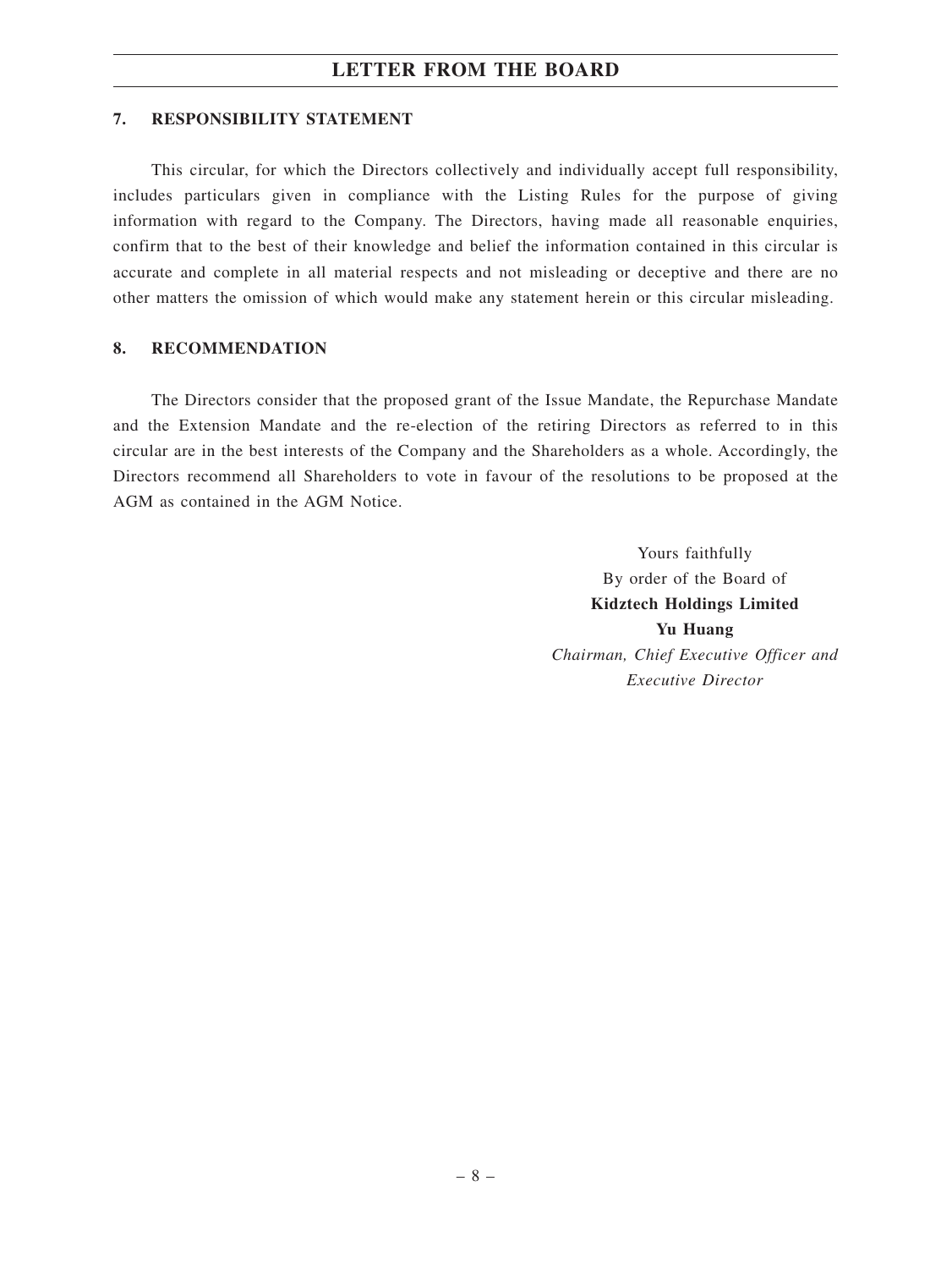## 7. RESPONSIBILITY STATEMENT

This circular, for which the Directors collectively and individually accept full responsibility, includes particulars given in compliance with the Listing Rules for the purpose of giving information with regard to the Company. The Directors, having made all reasonable enquiries, confirm that to the best of their knowledge and belief the information contained in this circular is accurate and complete in all material respects and not misleading or deceptive and there are no other matters the omission of which would make any statement herein or this circular misleading.

## 8. RECOMMENDATION

The Directors consider that the proposed grant of the Issue Mandate, the Repurchase Mandate and the Extension Mandate and the re-election of the retiring Directors as referred to in this circular are in the best interests of the Company and the Shareholders as a whole. Accordingly, the Directors recommend all Shareholders to vote in favour of the resolutions to be proposed at the AGM as contained in the AGM Notice.

Yours faithfully
By order of the Board of
**Kidztech Holdings Limited**
**Yu Huang**
*Chairman, Chief Executive Officer and Executive Director*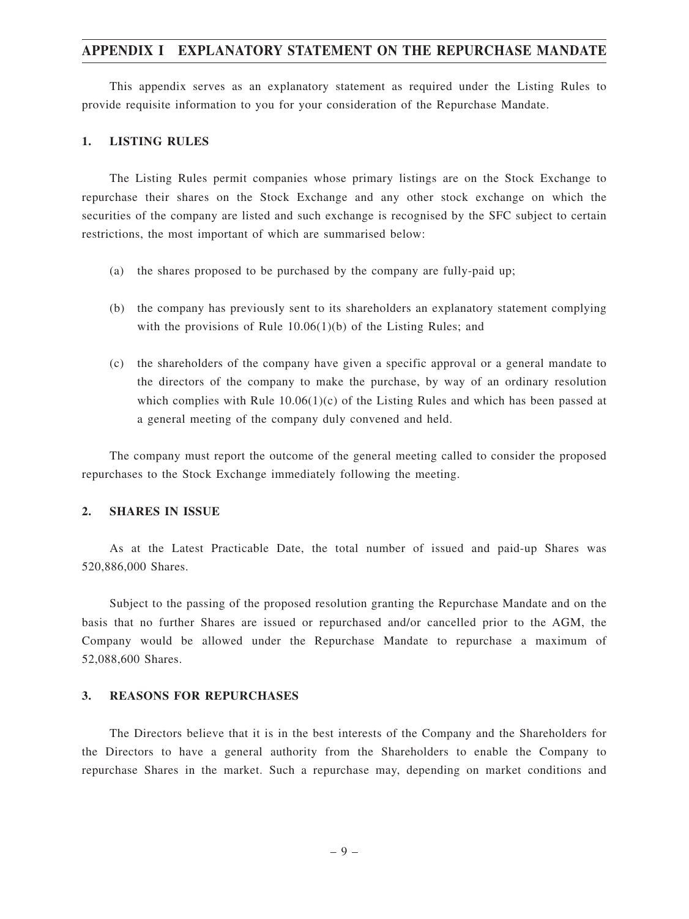# APPENDIX I EXPLANATORY STATEMENT ON THE REPURCHASE MANDATE

This appendix serves as an explanatory statement as required under the Listing Rules to provide requisite information to you for your consideration of the Repurchase Mandate.

## 1. LISTING RULES

The Listing Rules permit companies whose primary listings are on the Stock Exchange to repurchase their shares on the Stock Exchange and any other stock exchange on which the securities of the company are listed and such exchange is recognised by the SFC subject to certain restrictions, the most important of which are summarised below:

(a) the shares proposed to be purchased by the company are fully-paid up;

(b) the company has previously sent to its shareholders an explanatory statement complying with the provisions of Rule 10.06(1)(b) of the Listing Rules; and

(c) the shareholders of the company have given a specific approval or a general mandate to the directors of the company to make the purchase, by way of an ordinary resolution which complies with Rule 10.06(1)(c) of the Listing Rules and which has been passed at a general meeting of the company duly convened and held.

The company must report the outcome of the general meeting called to consider the proposed repurchases to the Stock Exchange immediately following the meeting.

## 2. SHARES IN ISSUE

As at the Latest Practicable Date, the total number of issued and paid-up Shares was 520,886,000 Shares.

Subject to the passing of the proposed resolution granting the Repurchase Mandate and on the basis that no further Shares are issued or repurchased and/or cancelled prior to the AGM, the Company would be allowed under the Repurchase Mandate to repurchase a maximum of 52,088,600 Shares.

## 3. REASONS FOR REPURCHASES

The Directors believe that it is in the best interests of the Company and the Shareholders for the Directors to have a general authority from the Shareholders to enable the Company to repurchase Shares in the market. Such a repurchase may, depending on market conditions and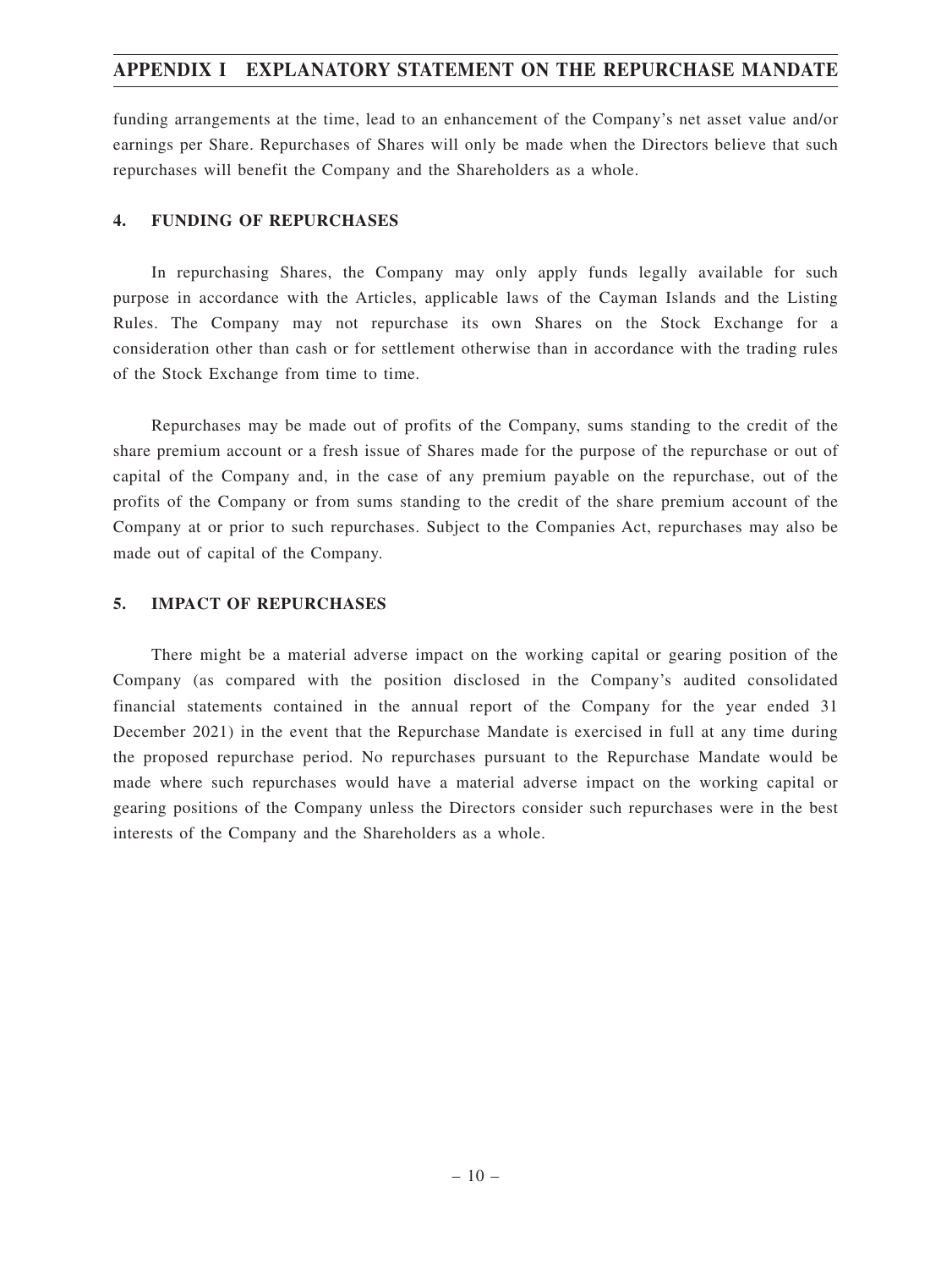funding arrangements at the time, lead to an enhancement of the Company's net asset value and/or earnings per Share. Repurchases of Shares will only be made when the Directors believe that such repurchases will benefit the Company and the Shareholders as a whole.

## 4. FUNDING OF REPURCHASES

In repurchasing Shares, the Company may only apply funds legally available for such purpose in accordance with the Articles, applicable laws of the Cayman Islands and the Listing Rules. The Company may not repurchase its own Shares on the Stock Exchange for a consideration other than cash or for settlement otherwise than in accordance with the trading rules of the Stock Exchange from time to time.

Repurchases may be made out of profits of the Company, sums standing to the credit of the share premium account or a fresh issue of Shares made for the purpose of the repurchase or out of capital of the Company and, in the case of any premium payable on the repurchase, out of the profits of the Company or from sums standing to the credit of the share premium account of the Company at or prior to such repurchases. Subject to the Companies Act, repurchases may also be made out of capital of the Company.

## 5. IMPACT OF REPURCHASES

There might be a material adverse impact on the working capital or gearing position of the Company (as compared with the position disclosed in the Company's audited consolidated financial statements contained in the annual report of the Company for the year ended 31 December 2021) in the event that the Repurchase Mandate is exercised in full at any time during the proposed repurchase period. No repurchases pursuant to the Repurchase Mandate would be made where such repurchases would have a material adverse impact on the working capital or gearing positions of the Company unless the Directors consider such repurchases were in the best interests of the Company and the Shareholders as a whole.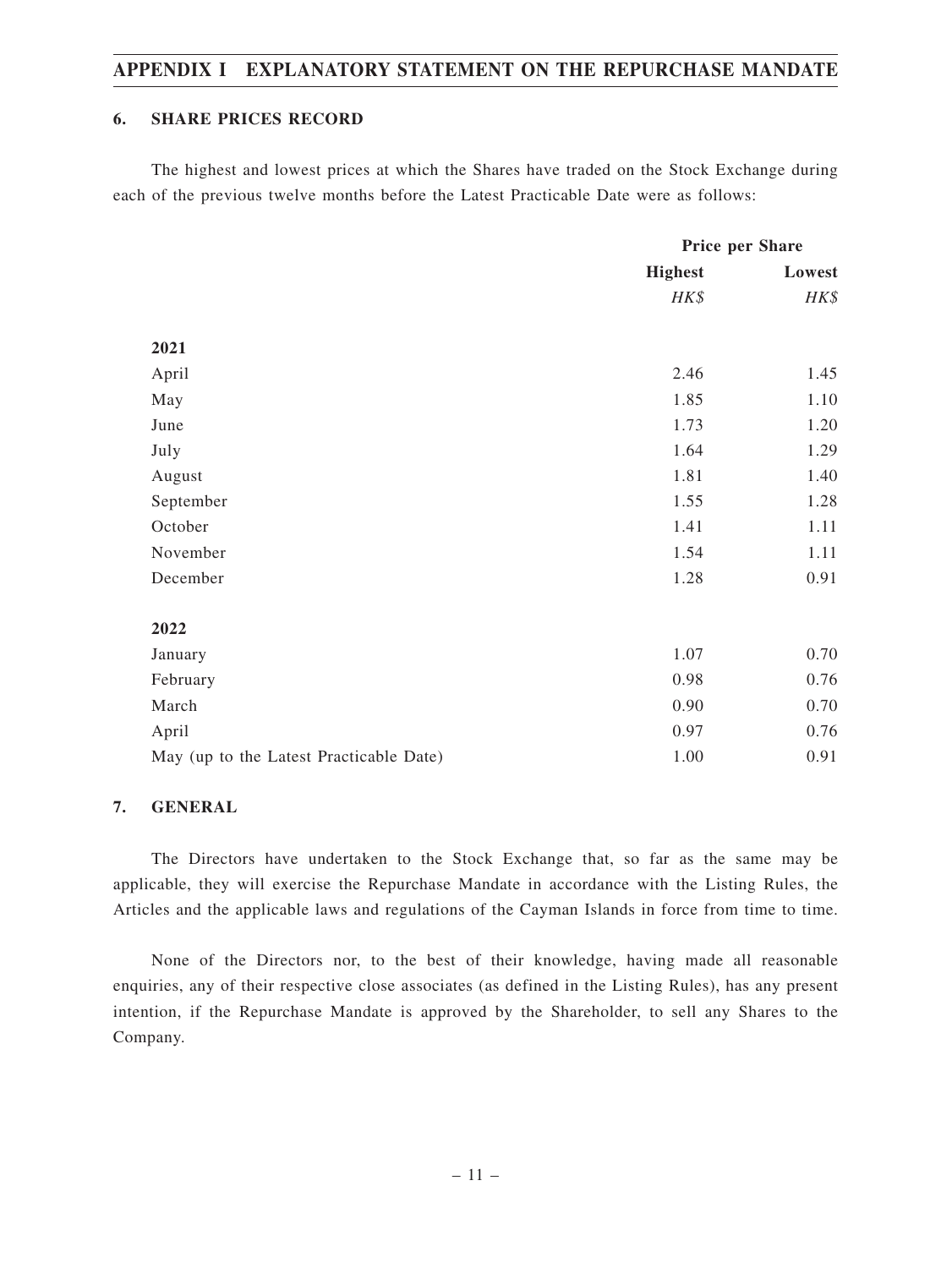## 6. SHARE PRICES RECORD

The highest and lowest prices at which the Shares have traded on the Stock Exchange during each of the previous twelve months before the Latest Practicable Date were as follows:

| | Price per Share | |
|---|---|---|
| | **Highest** | **Lowest** |
| | *HK$* | *HK$* |
| **2021** | | |
| April | 2.46 | 1.45 |
| May | 1.85 | 1.10 |
| June | 1.73 | 1.20 |
| July | 1.64 | 1.29 |
| August | 1.81 | 1.40 |
| September | 1.55 | 1.28 |
| October | 1.41 | 1.11 |
| November | 1.54 | 1.11 |
| December | 1.28 | 0.91 |
| **2022** | | |
| January | 1.07 | 0.70 |
| February | 0.98 | 0.76 |
| March | 0.90 | 0.70 |
| April | 0.97 | 0.76 |
| May (up to the Latest Practicable Date) | 1.00 | 0.91 |

## 7. GENERAL

The Directors have undertaken to the Stock Exchange that, so far as the same may be applicable, they will exercise the Repurchase Mandate in accordance with the Listing Rules, the Articles and the applicable laws and regulations of the Cayman Islands in force from time to time.

None of the Directors nor, to the best of their knowledge, having made all reasonable enquiries, any of their respective close associates (as defined in the Listing Rules), has any present intention, if the Repurchase Mandate is approved by the Shareholder, to sell any Shares to the Company.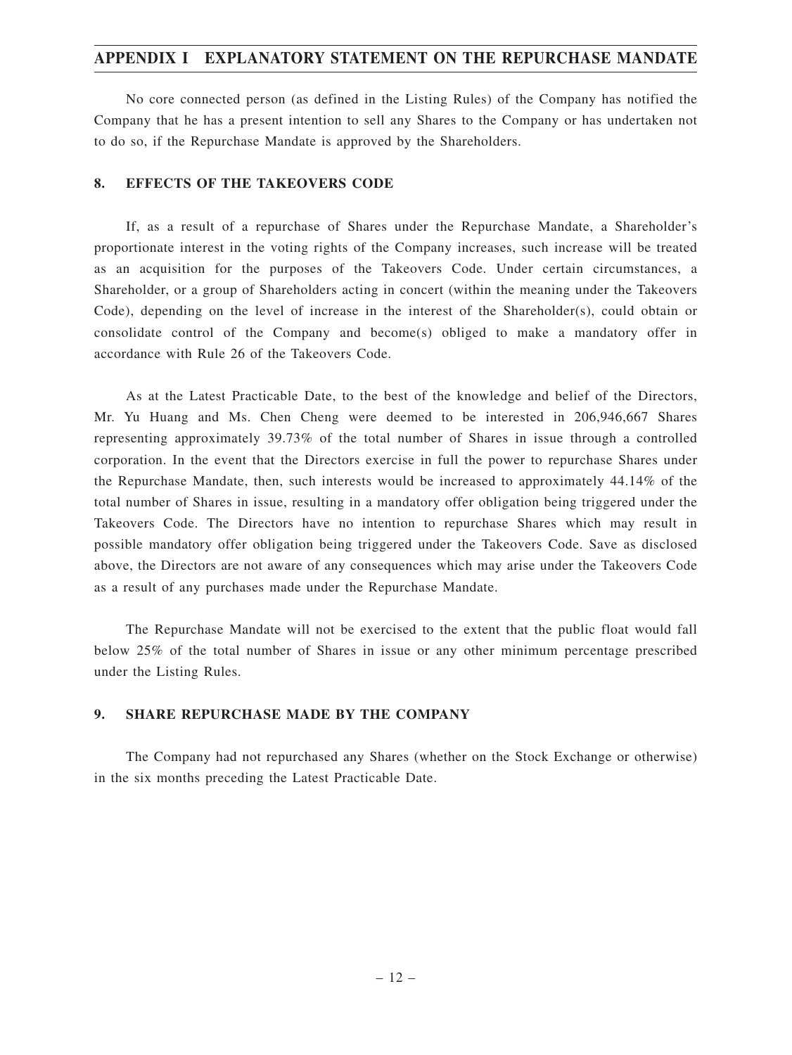No core connected person (as defined in the Listing Rules) of the Company has notified the Company that he has a present intention to sell any Shares to the Company or has undertaken not to do so, if the Repurchase Mandate is approved by the Shareholders.

## 8. EFFECTS OF THE TAKEOVERS CODE

If, as a result of a repurchase of Shares under the Repurchase Mandate, a Shareholder's proportionate interest in the voting rights of the Company increases, such increase will be treated as an acquisition for the purposes of the Takeovers Code. Under certain circumstances, a Shareholder, or a group of Shareholders acting in concert (within the meaning under the Takeovers Code), depending on the level of increase in the interest of the Shareholder(s), could obtain or consolidate control of the Company and become(s) obliged to make a mandatory offer in accordance with Rule 26 of the Takeovers Code.

As at the Latest Practicable Date, to the best of the knowledge and belief of the Directors, Mr. Yu Huang and Ms. Chen Cheng were deemed to be interested in 206,946,667 Shares representing approximately 39.73% of the total number of Shares in issue through a controlled corporation. In the event that the Directors exercise in full the power to repurchase Shares under the Repurchase Mandate, then, such interests would be increased to approximately 44.14% of the total number of Shares in issue, resulting in a mandatory offer obligation being triggered under the Takeovers Code. The Directors have no intention to repurchase Shares which may result in possible mandatory offer obligation being triggered under the Takeovers Code. Save as disclosed above, the Directors are not aware of any consequences which may arise under the Takeovers Code as a result of any purchases made under the Repurchase Mandate.

The Repurchase Mandate will not be exercised to the extent that the public float would fall below 25% of the total number of Shares in issue or any other minimum percentage prescribed under the Listing Rules.

## 9. SHARE REPURCHASE MADE BY THE COMPANY

The Company had not repurchased any Shares (whether on the Stock Exchange or otherwise) in the six months preceding the Latest Practicable Date.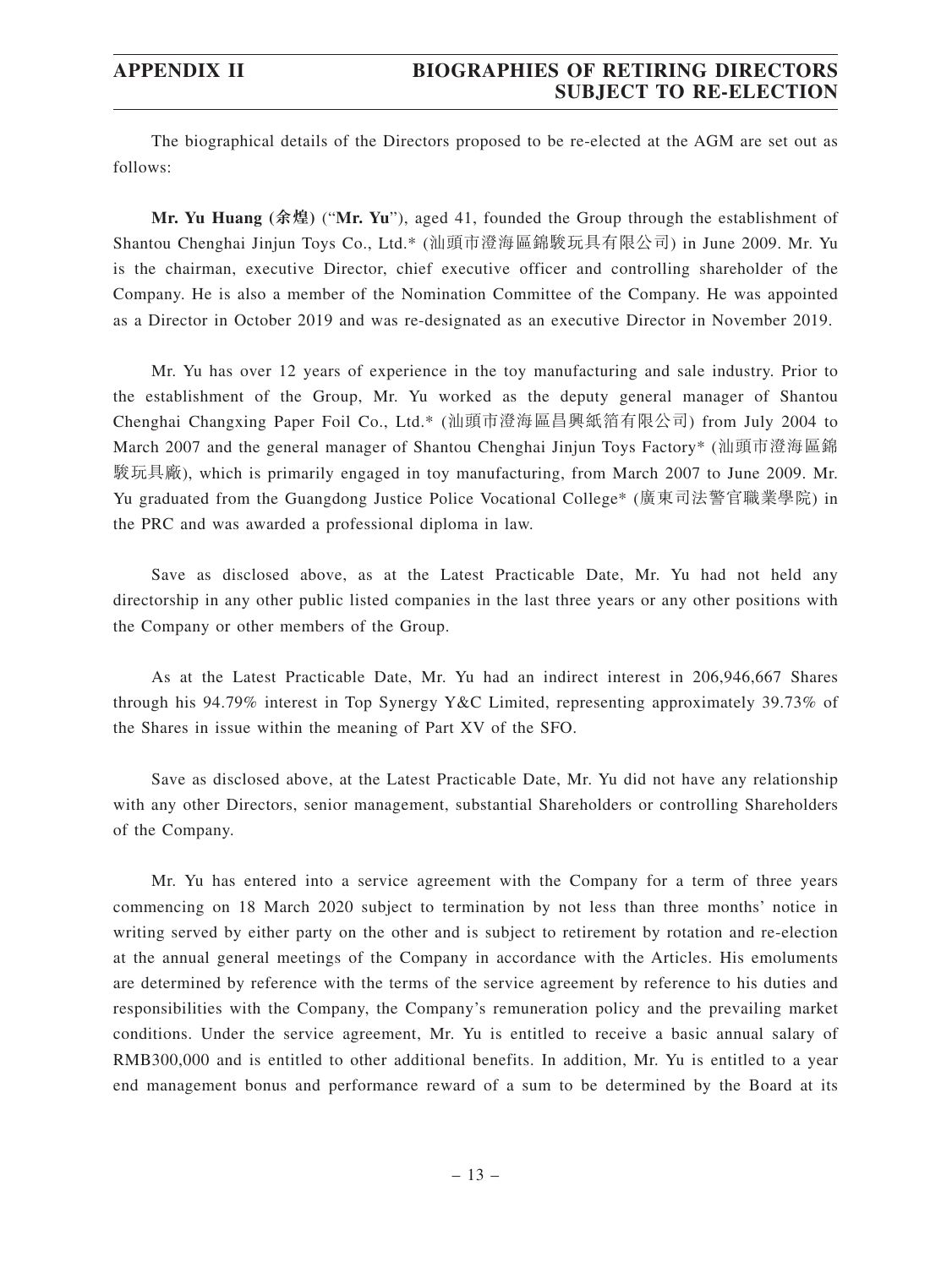The biographical details of the Directors proposed to be re-elected at the AGM are set out as follows:

**Mr. Yu Huang (余煌)** ("**Mr. Yu**"), aged 41, founded the Group through the establishment of Shantou Chenghai Jinjun Toys Co., Ltd.* (汕頭市澄海區錦駿玩具有限公司) in June 2009. Mr. Yu is the chairman, executive Director, chief executive officer and controlling shareholder of the Company. He is also a member of the Nomination Committee of the Company. He was appointed as a Director in October 2019 and was re-designated as an executive Director in November 2019.

Mr. Yu has over 12 years of experience in the toy manufacturing and sale industry. Prior to the establishment of the Group, Mr. Yu worked as the deputy general manager of Shantou Chenghai Changxing Paper Foil Co., Ltd.* (汕頭市澄海區昌興紙箔有限公司) from July 2004 to March 2007 and the general manager of Shantou Chenghai Jinjun Toys Factory* (汕頭市澄海區錦駿玩具廠), which is primarily engaged in toy manufacturing, from March 2007 to June 2009. Mr. Yu graduated from the Guangdong Justice Police Vocational College* (廣東司法警官職業學院) in the PRC and was awarded a professional diploma in law.

Save as disclosed above, as at the Latest Practicable Date, Mr. Yu had not held any directorship in any other public listed companies in the last three years or any other positions with the Company or other members of the Group.

As at the Latest Practicable Date, Mr. Yu had an indirect interest in 206,946,667 Shares through his 94.79% interest in Top Synergy Y&C Limited, representing approximately 39.73% of the Shares in issue within the meaning of Part XV of the SFO.

Save as disclosed above, at the Latest Practicable Date, Mr. Yu did not have any relationship with any other Directors, senior management, substantial Shareholders or controlling Shareholders of the Company.

Mr. Yu has entered into a service agreement with the Company for a term of three years commencing on 18 March 2020 subject to termination by not less than three months' notice in writing served by either party on the other and is subject to retirement by rotation and re-election at the annual general meetings of the Company in accordance with the Articles. His emoluments are determined by reference with the terms of the service agreement by reference to his duties and responsibilities with the Company, the Company's remuneration policy and the prevailing market conditions. Under the service agreement, Mr. Yu is entitled to receive a basic annual salary of RMB300,000 and is entitled to other additional benefits. In addition, Mr. Yu is entitled to a year end management bonus and performance reward of a sum to be determined by the Board at its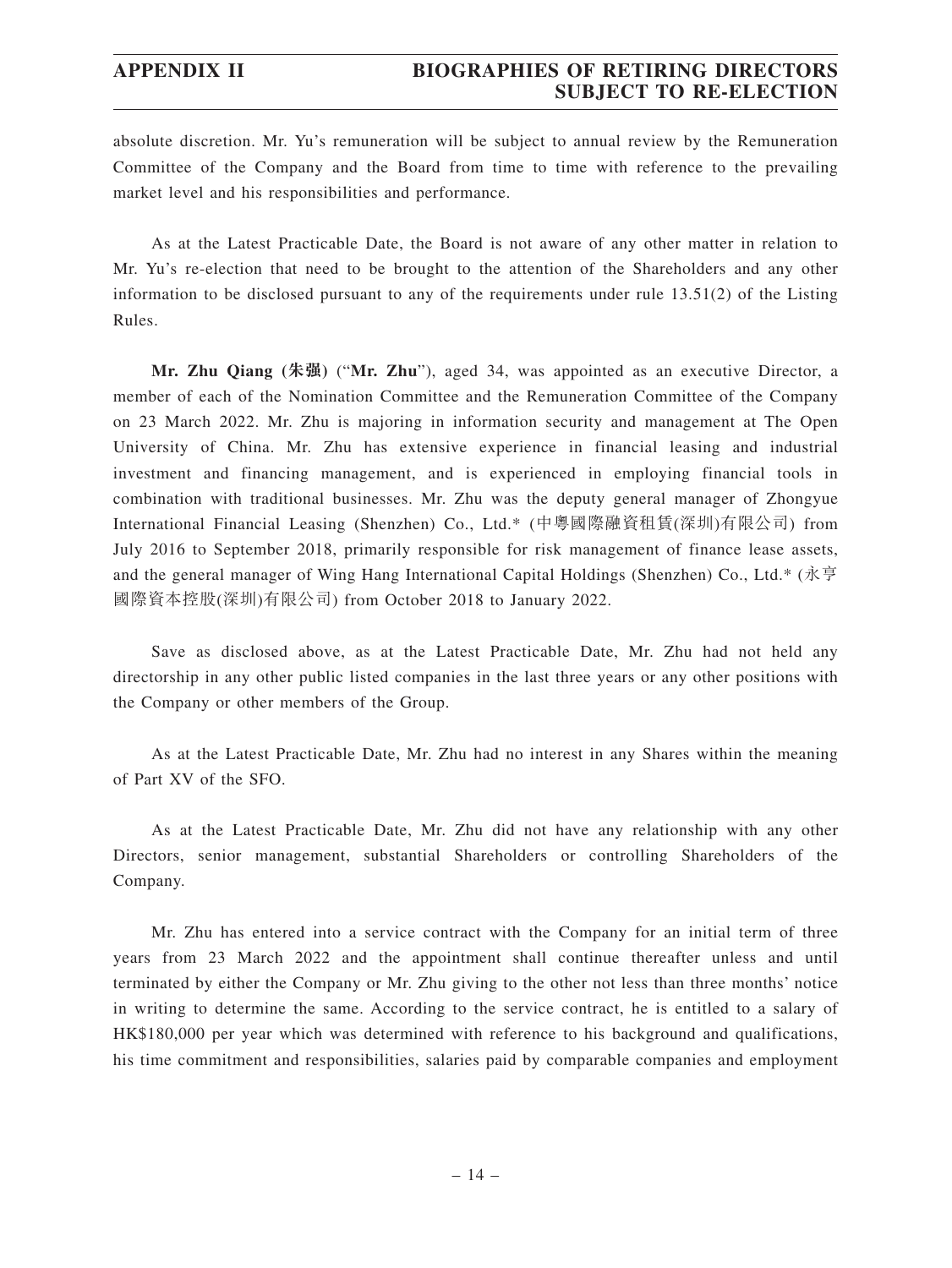absolute discretion. Mr. Yu's remuneration will be subject to annual review by the Remuneration Committee of the Company and the Board from time to time with reference to the prevailing market level and his responsibilities and performance.

As at the Latest Practicable Date, the Board is not aware of any other matter in relation to Mr. Yu's re-election that need to be brought to the attention of the Shareholders and any other information to be disclosed pursuant to any of the requirements under rule 13.51(2) of the Listing Rules.

**Mr. Zhu Qiang (朱强)** ("**Mr. Zhu**"), aged 34, was appointed as an executive Director, a member of each of the Nomination Committee and the Remuneration Committee of the Company on 23 March 2022. Mr. Zhu is majoring in information security and management at The Open University of China. Mr. Zhu has extensive experience in financial leasing and industrial investment and financing management, and is experienced in employing financial tools in combination with traditional businesses. Mr. Zhu was the deputy general manager of Zhongyue International Financial Leasing (Shenzhen) Co., Ltd.* (中粵國際融資租賃(深圳)有限公司) from July 2016 to September 2018, primarily responsible for risk management of finance lease assets, and the general manager of Wing Hang International Capital Holdings (Shenzhen) Co., Ltd.* (永亨國際資本控股(深圳)有限公司) from October 2018 to January 2022.

Save as disclosed above, as at the Latest Practicable Date, Mr. Zhu had not held any directorship in any other public listed companies in the last three years or any other positions with the Company or other members of the Group.

As at the Latest Practicable Date, Mr. Zhu had no interest in any Shares within the meaning of Part XV of the SFO.

As at the Latest Practicable Date, Mr. Zhu did not have any relationship with any other Directors, senior management, substantial Shareholders or controlling Shareholders of the Company.

Mr. Zhu has entered into a service contract with the Company for an initial term of three years from 23 March 2022 and the appointment shall continue thereafter unless and until terminated by either the Company or Mr. Zhu giving to the other not less than three months' notice in writing to determine the same. According to the service contract, he is entitled to a salary of HK$180,000 per year which was determined with reference to his background and qualifications, his time commitment and responsibilities, salaries paid by comparable companies and employment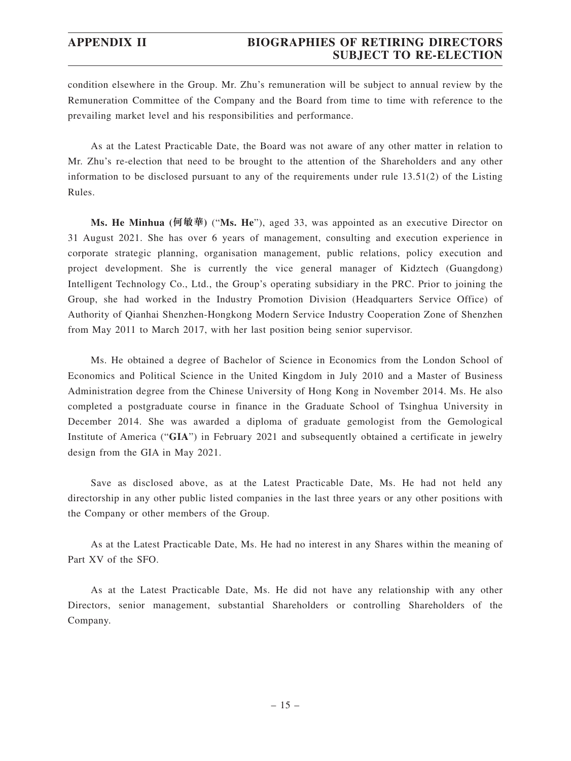condition elsewhere in the Group. Mr. Zhu's remuneration will be subject to annual review by the Remuneration Committee of the Company and the Board from time to time with reference to the prevailing market level and his responsibilities and performance.

As at the Latest Practicable Date, the Board was not aware of any other matter in relation to Mr. Zhu's re-election that need to be brought to the attention of the Shareholders and any other information to be disclosed pursuant to any of the requirements under rule 13.51(2) of the Listing Rules.

**Ms. He Minhua (何敏華)** ("**Ms. He**"), aged 33, was appointed as an executive Director on 31 August 2021. She has over 6 years of management, consulting and execution experience in corporate strategic planning, organisation management, public relations, policy execution and project development. She is currently the vice general manager of Kidztech (Guangdong) Intelligent Technology Co., Ltd., the Group's operating subsidiary in the PRC. Prior to joining the Group, she had worked in the Industry Promotion Division (Headquarters Service Office) of Authority of Qianhai Shenzhen-Hongkong Modern Service Industry Cooperation Zone of Shenzhen from May 2011 to March 2017, with her last position being senior supervisor.

Ms. He obtained a degree of Bachelor of Science in Economics from the London School of Economics and Political Science in the United Kingdom in July 2010 and a Master of Business Administration degree from the Chinese University of Hong Kong in November 2014. Ms. He also completed a postgraduate course in finance in the Graduate School of Tsinghua University in December 2014. She was awarded a diploma of graduate gemologist from the Gemological Institute of America ("**GIA**") in February 2021 and subsequently obtained a certificate in jewelry design from the GIA in May 2021.

Save as disclosed above, as at the Latest Practicable Date, Ms. He had not held any directorship in any other public listed companies in the last three years or any other positions with the Company or other members of the Group.

As at the Latest Practicable Date, Ms. He had no interest in any Shares within the meaning of Part XV of the SFO.

As at the Latest Practicable Date, Ms. He did not have any relationship with any other Directors, senior management, substantial Shareholders or controlling Shareholders of the Company.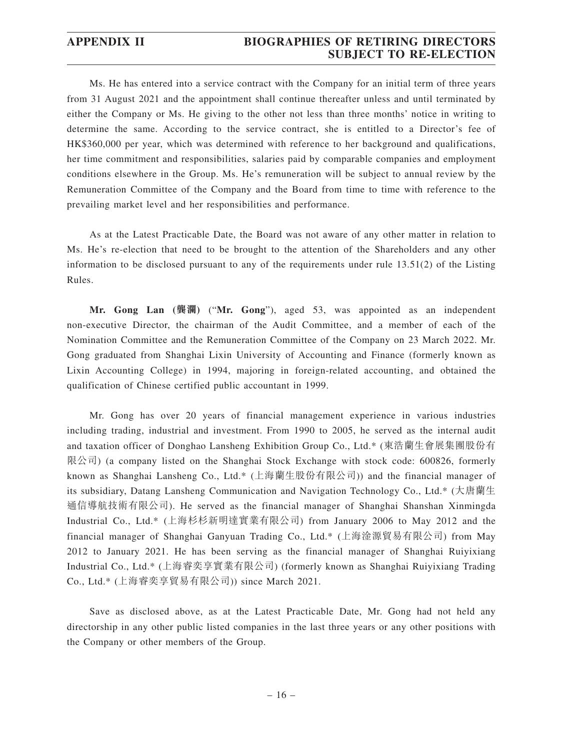Ms. He has entered into a service contract with the Company for an initial term of three years from 31 August 2021 and the appointment shall continue thereafter unless and until terminated by either the Company or Ms. He giving to the other not less than three months' notice in writing to determine the same. According to the service contract, she is entitled to a Director's fee of HK$360,000 per year, which was determined with reference to her background and qualifications, her time commitment and responsibilities, salaries paid by comparable companies and employment conditions elsewhere in the Group. Ms. He's remuneration will be subject to annual review by the Remuneration Committee of the Company and the Board from time to time with reference to the prevailing market level and her responsibilities and performance.

As at the Latest Practicable Date, the Board was not aware of any other matter in relation to Ms. He's re-election that need to be brought to the attention of the Shareholders and any other information to be disclosed pursuant to any of the requirements under rule 13.51(2) of the Listing Rules.

**Mr. Gong Lan (龔瀾)** ("**Mr. Gong**"), aged 53, was appointed as an independent non-executive Director, the chairman of the Audit Committee, and a member of each of the Nomination Committee and the Remuneration Committee of the Company on 23 March 2022. Mr. Gong graduated from Shanghai Lixin University of Accounting and Finance (formerly known as Lixin Accounting College) in 1994, majoring in foreign-related accounting, and obtained the qualification of Chinese certified public accountant in 1999.

Mr. Gong has over 20 years of financial management experience in various industries including trading, industrial and investment. From 1990 to 2005, he served as the internal audit and taxation officer of Donghao Lansheng Exhibition Group Co., Ltd.* (東浩蘭生會展集團股份有限公司) (a company listed on the Shanghai Stock Exchange with stock code: 600826, formerly known as Shanghai Lansheng Co., Ltd.* (上海蘭生股份有限公司)) and the financial manager of its subsidiary, Datang Lansheng Communication and Navigation Technology Co., Ltd.* (大唐蘭生通信導航技術有限公司). He served as the financial manager of Shanghai Shanshan Xinmingda Industrial Co., Ltd.* (上海杉杉新明達實業有限公司) from January 2006 to May 2012 and the financial manager of Shanghai Ganyuan Trading Co., Ltd.* (上海淦源貿易有限公司) from May 2012 to January 2021. He has been serving as the financial manager of Shanghai Ruiyixiang Industrial Co., Ltd.* (上海睿奕享實業有限公司) (formerly known as Shanghai Ruiyixiang Trading Co., Ltd.* (上海睿奕享貿易有限公司)) since March 2021.

Save as disclosed above, as at the Latest Practicable Date, Mr. Gong had not held any directorship in any other public listed companies in the last three years or any other positions with the Company or other members of the Group.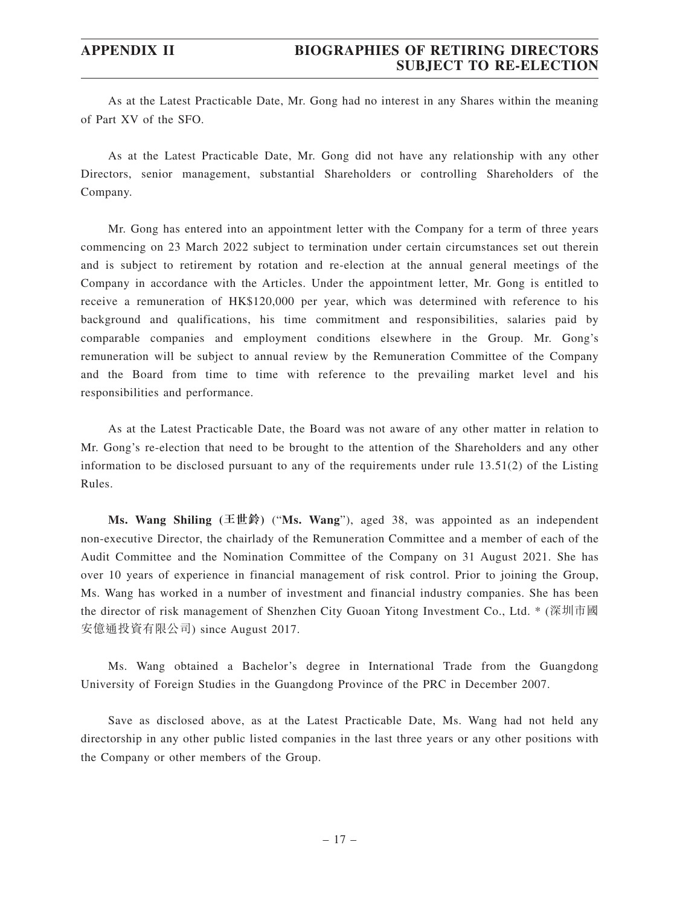As at the Latest Practicable Date, Mr. Gong had no interest in any Shares within the meaning of Part XV of the SFO.

As at the Latest Practicable Date, Mr. Gong did not have any relationship with any other Directors, senior management, substantial Shareholders or controlling Shareholders of the Company.

Mr. Gong has entered into an appointment letter with the Company for a term of three years commencing on 23 March 2022 subject to termination under certain circumstances set out therein and is subject to retirement by rotation and re-election at the annual general meetings of the Company in accordance with the Articles. Under the appointment letter, Mr. Gong is entitled to receive a remuneration of HK$120,000 per year, which was determined with reference to his background and qualifications, his time commitment and responsibilities, salaries paid by comparable companies and employment conditions elsewhere in the Group. Mr. Gong's remuneration will be subject to annual review by the Remuneration Committee of the Company and the Board from time to time with reference to the prevailing market level and his responsibilities and performance.

As at the Latest Practicable Date, the Board was not aware of any other matter in relation to Mr. Gong's re-election that need to be brought to the attention of the Shareholders and any other information to be disclosed pursuant to any of the requirements under rule 13.51(2) of the Listing Rules.

**Ms. Wang Shiling (王世鈴)** ("**Ms. Wang**"), aged 38, was appointed as an independent non-executive Director, the chairlady of the Remuneration Committee and a member of each of the Audit Committee and the Nomination Committee of the Company on 31 August 2021. She has over 10 years of experience in financial management of risk control. Prior to joining the Group, Ms. Wang has worked in a number of investment and financial industry companies. She has been the director of risk management of Shenzhen City Guoan Yitong Investment Co., Ltd. * (深圳市國安億通投資有限公司) since August 2017.

Ms. Wang obtained a Bachelor's degree in International Trade from the Guangdong University of Foreign Studies in the Guangdong Province of the PRC in December 2007.

Save as disclosed above, as at the Latest Practicable Date, Ms. Wang had not held any directorship in any other public listed companies in the last three years or any other positions with the Company or other members of the Group.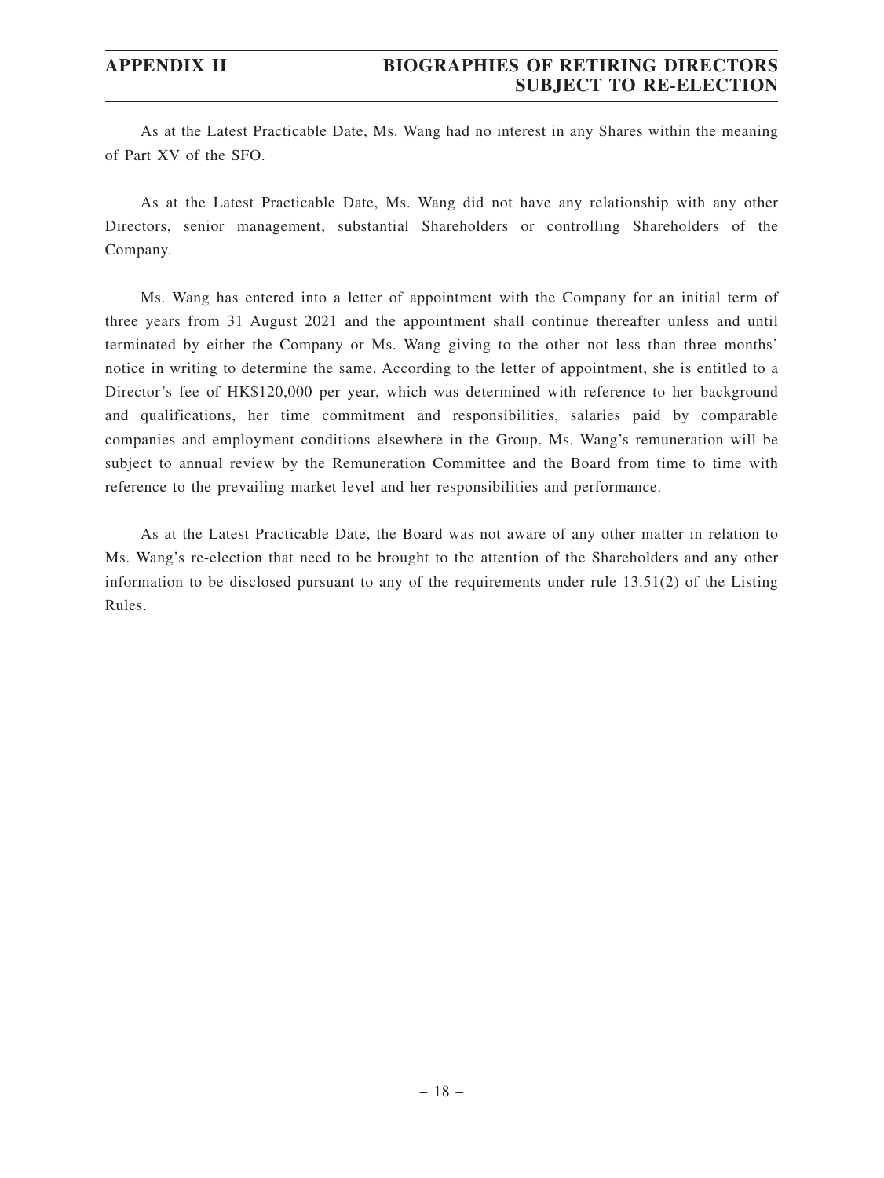As at the Latest Practicable Date, Ms. Wang had no interest in any Shares within the meaning of Part XV of the SFO.

As at the Latest Practicable Date, Ms. Wang did not have any relationship with any other Directors, senior management, substantial Shareholders or controlling Shareholders of the Company.

Ms. Wang has entered into a letter of appointment with the Company for an initial term of three years from 31 August 2021 and the appointment shall continue thereafter unless and until terminated by either the Company or Ms. Wang giving to the other not less than three months' notice in writing to determine the same. According to the letter of appointment, she is entitled to a Director's fee of HK$120,000 per year, which was determined with reference to her background and qualifications, her time commitment and responsibilities, salaries paid by comparable companies and employment conditions elsewhere in the Group. Ms. Wang's remuneration will be subject to annual review by the Remuneration Committee and the Board from time to time with reference to the prevailing market level and her responsibilities and performance.

As at the Latest Practicable Date, the Board was not aware of any other matter in relation to Ms. Wang's re-election that need to be brought to the attention of the Shareholders and any other information to be disclosed pursuant to any of the requirements under rule 13.51(2) of the Listing Rules.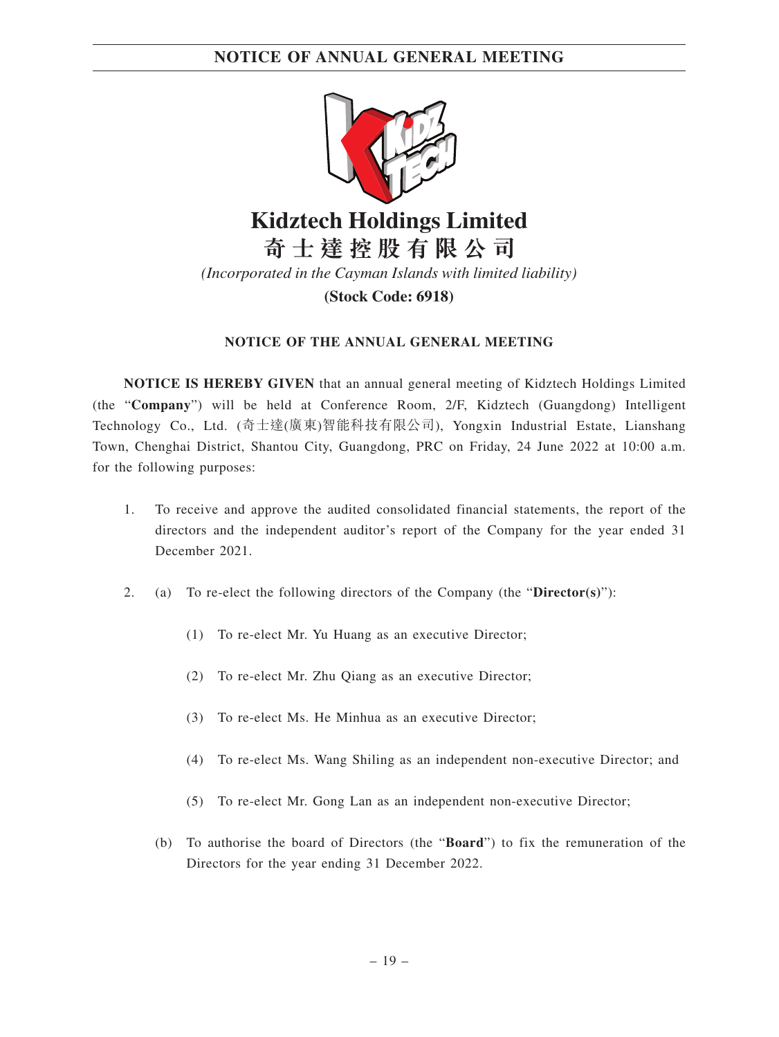# Kidztech Holdings Limited

## 奇士達控股有限公司

*(Incorporated in the Cayman Islands with limited liability)*

**(Stock Code: 6918)**

### NOTICE OF THE ANNUAL GENERAL MEETING

**NOTICE IS HEREBY GIVEN** that an annual general meeting of Kidztech Holdings Limited (the "**Company**") will be held at Conference Room, 2/F, Kidztech (Guangdong) Intelligent Technology Co., Ltd. (奇士達(廣東)智能科技有限公司), Yongxin Industrial Estate, Lianshang Town, Chenghai District, Shantou City, Guangdong, PRC on Friday, 24 June 2022 at 10:00 a.m. for the following purposes:

1. To receive and approve the audited consolidated financial statements, the report of the directors and the independent auditor's report of the Company for the year ended 31 December 2021.

2. (a) To re-elect the following directors of the Company (the "**Director(s)**"):

   (1) To re-elect Mr. Yu Huang as an executive Director;

   (2) To re-elect Mr. Zhu Qiang as an executive Director;

   (3) To re-elect Ms. He Minhua as an executive Director;

   (4) To re-elect Ms. Wang Shiling as an independent non-executive Director; and

   (5) To re-elect Mr. Gong Lan as an independent non-executive Director;

   (b) To authorise the board of Directors (the "**Board**") to fix the remuneration of the Directors for the year ending 31 December 2022.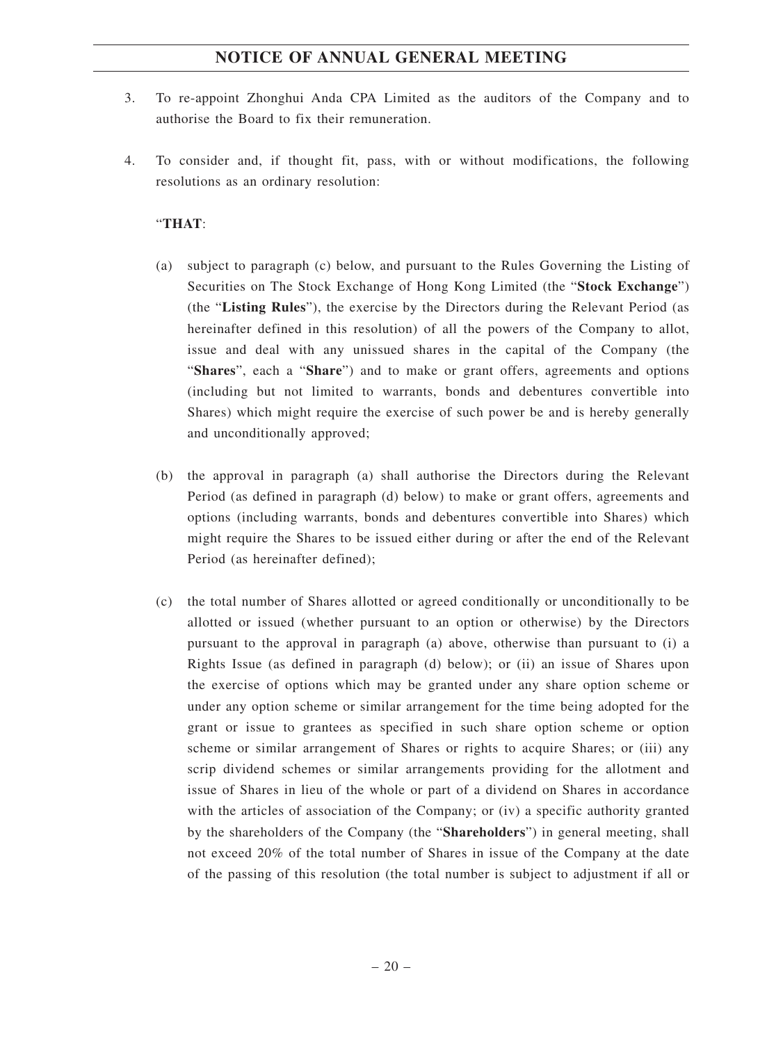3. To re-appoint Zhonghui Anda CPA Limited as the auditors of the Company and to authorise the Board to fix their remuneration.

4. To consider and, if thought fit, pass, with or without modifications, the following resolutions as an ordinary resolution:

"**THAT**:

(a) subject to paragraph (c) below, and pursuant to the Rules Governing the Listing of Securities on The Stock Exchange of Hong Kong Limited (the "**Stock Exchange**") (the "**Listing Rules**"), the exercise by the Directors during the Relevant Period (as hereinafter defined in this resolution) of all the powers of the Company to allot, issue and deal with any unissued shares in the capital of the Company (the "**Shares**", each a "**Share**") and to make or grant offers, agreements and options (including but not limited to warrants, bonds and debentures convertible into Shares) which might require the exercise of such power be and is hereby generally and unconditionally approved;

(b) the approval in paragraph (a) shall authorise the Directors during the Relevant Period (as defined in paragraph (d) below) to make or grant offers, agreements and options (including warrants, bonds and debentures convertible into Shares) which might require the Shares to be issued either during or after the end of the Relevant Period (as hereinafter defined);

(c) the total number of Shares allotted or agreed conditionally or unconditionally to be allotted or issued (whether pursuant to an option or otherwise) by the Directors pursuant to the approval in paragraph (a) above, otherwise than pursuant to (i) a Rights Issue (as defined in paragraph (d) below); or (ii) an issue of Shares upon the exercise of options which may be granted under any share option scheme or under any option scheme or similar arrangement for the time being adopted for the grant or issue to grantees as specified in such share option scheme or option scheme or similar arrangement of Shares or rights to acquire Shares; or (iii) any scrip dividend schemes or similar arrangements providing for the allotment and issue of Shares in lieu of the whole or part of a dividend on Shares in accordance with the articles of association of the Company; or (iv) a specific authority granted by the shareholders of the Company (the "**Shareholders**") in general meeting, shall not exceed 20% of the total number of Shares in issue of the Company at the date of the passing of this resolution (the total number is subject to adjustment if all or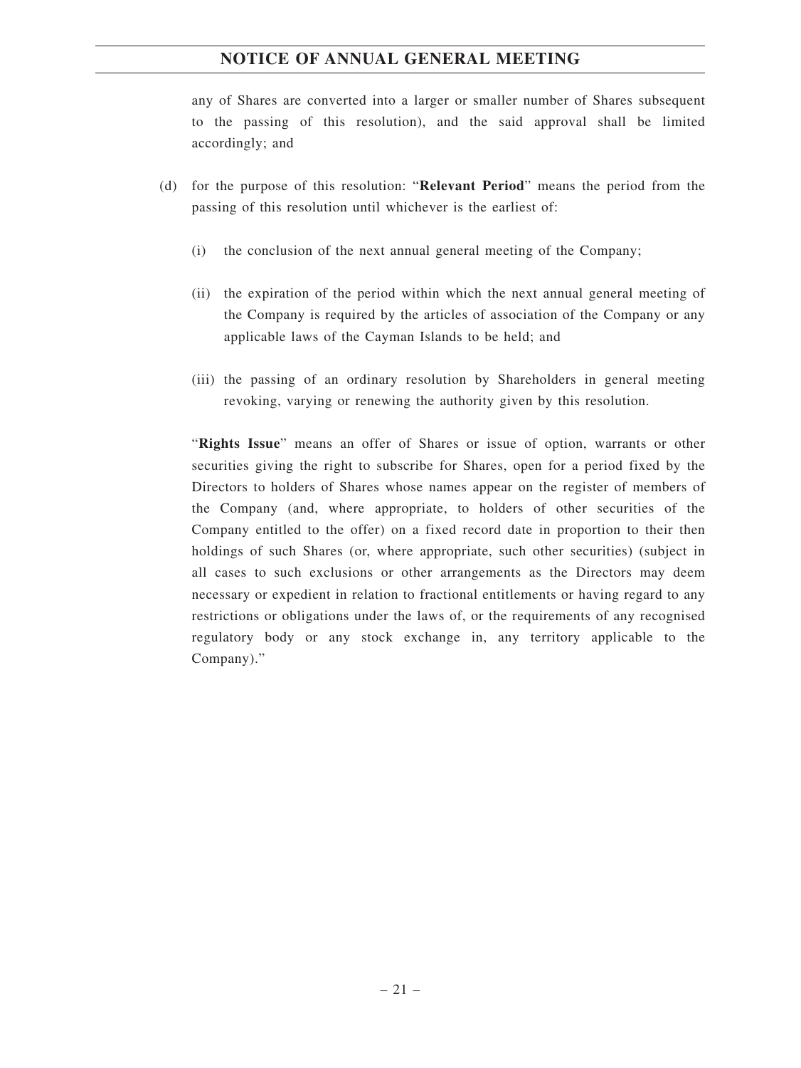any of Shares are converted into a larger or smaller number of Shares subsequent to the passing of this resolution), and the said approval shall be limited accordingly; and

(d) for the purpose of this resolution: "**Relevant Period**" means the period from the passing of this resolution until whichever is the earliest of:

(i) the conclusion of the next annual general meeting of the Company;

(ii) the expiration of the period within which the next annual general meeting of the Company is required by the articles of association of the Company or any applicable laws of the Cayman Islands to be held; and

(iii) the passing of an ordinary resolution by Shareholders in general meeting revoking, varying or renewing the authority given by this resolution.

"**Rights Issue**" means an offer of Shares or issue of option, warrants or other securities giving the right to subscribe for Shares, open for a period fixed by the Directors to holders of Shares whose names appear on the register of members of the Company (and, where appropriate, to holders of other securities of the Company entitled to the offer) on a fixed record date in proportion to their then holdings of such Shares (or, where appropriate, such other securities) (subject in all cases to such exclusions or other arrangements as the Directors may deem necessary or expedient in relation to fractional entitlements or having regard to any restrictions or obligations under the laws of, or the requirements of any recognised regulatory body or any stock exchange in, any territory applicable to the Company)."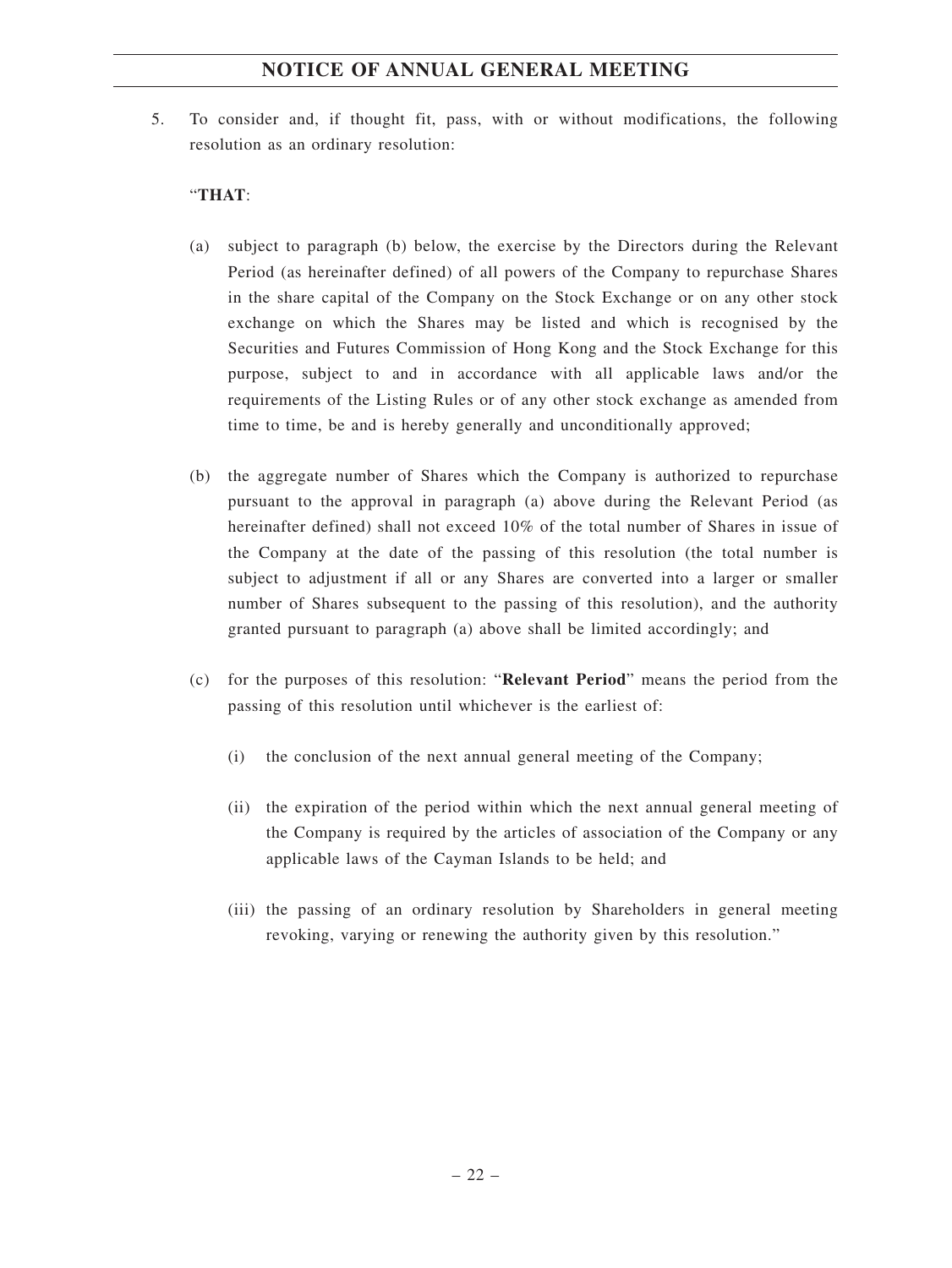5. To consider and, if thought fit, pass, with or without modifications, the following resolution as an ordinary resolution:

"**THAT**:

(a) subject to paragraph (b) below, the exercise by the Directors during the Relevant Period (as hereinafter defined) of all powers of the Company to repurchase Shares in the share capital of the Company on the Stock Exchange or on any other stock exchange on which the Shares may be listed and which is recognised by the Securities and Futures Commission of Hong Kong and the Stock Exchange for this purpose, subject to and in accordance with all applicable laws and/or the requirements of the Listing Rules or of any other stock exchange as amended from time to time, be and is hereby generally and unconditionally approved;

(b) the aggregate number of Shares which the Company is authorized to repurchase pursuant to the approval in paragraph (a) above during the Relevant Period (as hereinafter defined) shall not exceed 10% of the total number of Shares in issue of the Company at the date of the passing of this resolution (the total number is subject to adjustment if all or any Shares are converted into a larger or smaller number of Shares subsequent to the passing of this resolution), and the authority granted pursuant to paragraph (a) above shall be limited accordingly; and

(c) for the purposes of this resolution: "**Relevant Period**" means the period from the passing of this resolution until whichever is the earliest of:

   (i) the conclusion of the next annual general meeting of the Company;

   (ii) the expiration of the period within which the next annual general meeting of the Company is required by the articles of association of the Company or any applicable laws of the Cayman Islands to be held; and

   (iii) the passing of an ordinary resolution by Shareholders in general meeting revoking, varying or renewing the authority given by this resolution."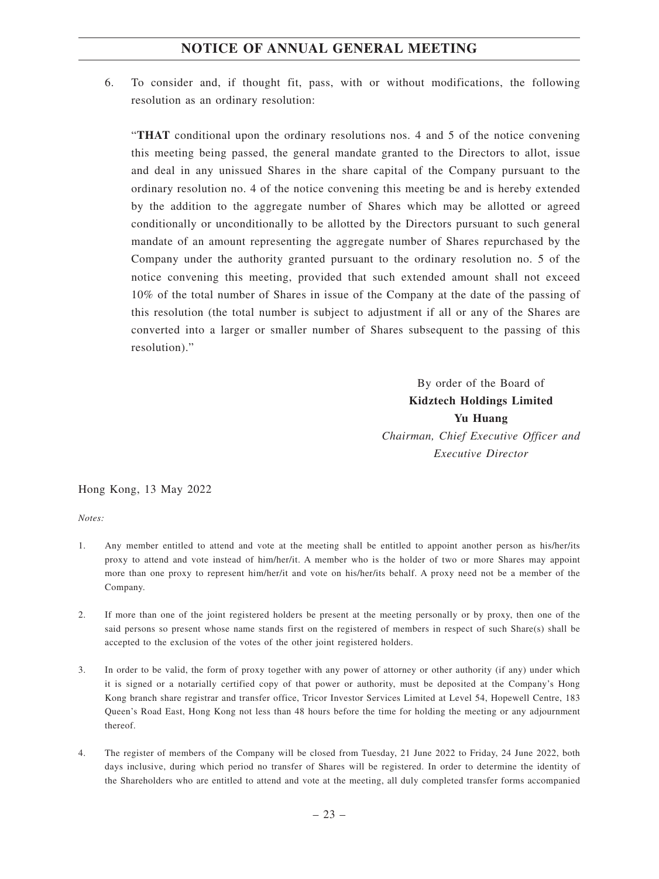6. To consider and, if thought fit, pass, with or without modifications, the following resolution as an ordinary resolution:

   "**THAT** conditional upon the ordinary resolutions nos. 4 and 5 of the notice convening this meeting being passed, the general mandate granted to the Directors to allot, issue and deal in any unissued Shares in the share capital of the Company pursuant to the ordinary resolution no. 4 of the notice convening this meeting be and is hereby extended by the addition to the aggregate number of Shares which may be allotted or agreed conditionally or unconditionally to be allotted by the Directors pursuant to such general mandate of an amount representing the aggregate number of Shares repurchased by the Company under the authority granted pursuant to the ordinary resolution no. 5 of the notice convening this meeting, provided that such extended amount shall not exceed 10% of the total number of Shares in issue of the Company at the date of the passing of this resolution (the total number is subject to adjustment if all or any of the Shares are converted into a larger or smaller number of Shares subsequent to the passing of this resolution)."

By order of the Board of
**Kidztech Holdings Limited**
**Yu Huang**
*Chairman, Chief Executive Officer and Executive Director*

Hong Kong, 13 May 2022

*Notes:*

1. Any member entitled to attend and vote at the meeting shall be entitled to appoint another person as his/her/its proxy to attend and vote instead of him/her/it. A member who is the holder of two or more Shares may appoint more than one proxy to represent him/her/it and vote on his/her/its behalf. A proxy need not be a member of the Company.

2. If more than one of the joint registered holders be present at the meeting personally or by proxy, then one of the said persons so present whose name stands first on the registered of members in respect of such Share(s) shall be accepted to the exclusion of the votes of the other joint registered holders.

3. In order to be valid, the form of proxy together with any power of attorney or other authority (if any) under which it is signed or a notarially certified copy of that power or authority, must be deposited at the Company's Hong Kong branch share registrar and transfer office, Tricor Investor Services Limited at Level 54, Hopewell Centre, 183 Queen's Road East, Hong Kong not less than 48 hours before the time for holding the meeting or any adjournment thereof.

4. The register of members of the Company will be closed from Tuesday, 21 June 2022 to Friday, 24 June 2022, both days inclusive, during which period no transfer of Shares will be registered. In order to determine the identity of the Shareholders who are entitled to attend and vote at the meeting, all duly completed transfer forms accompanied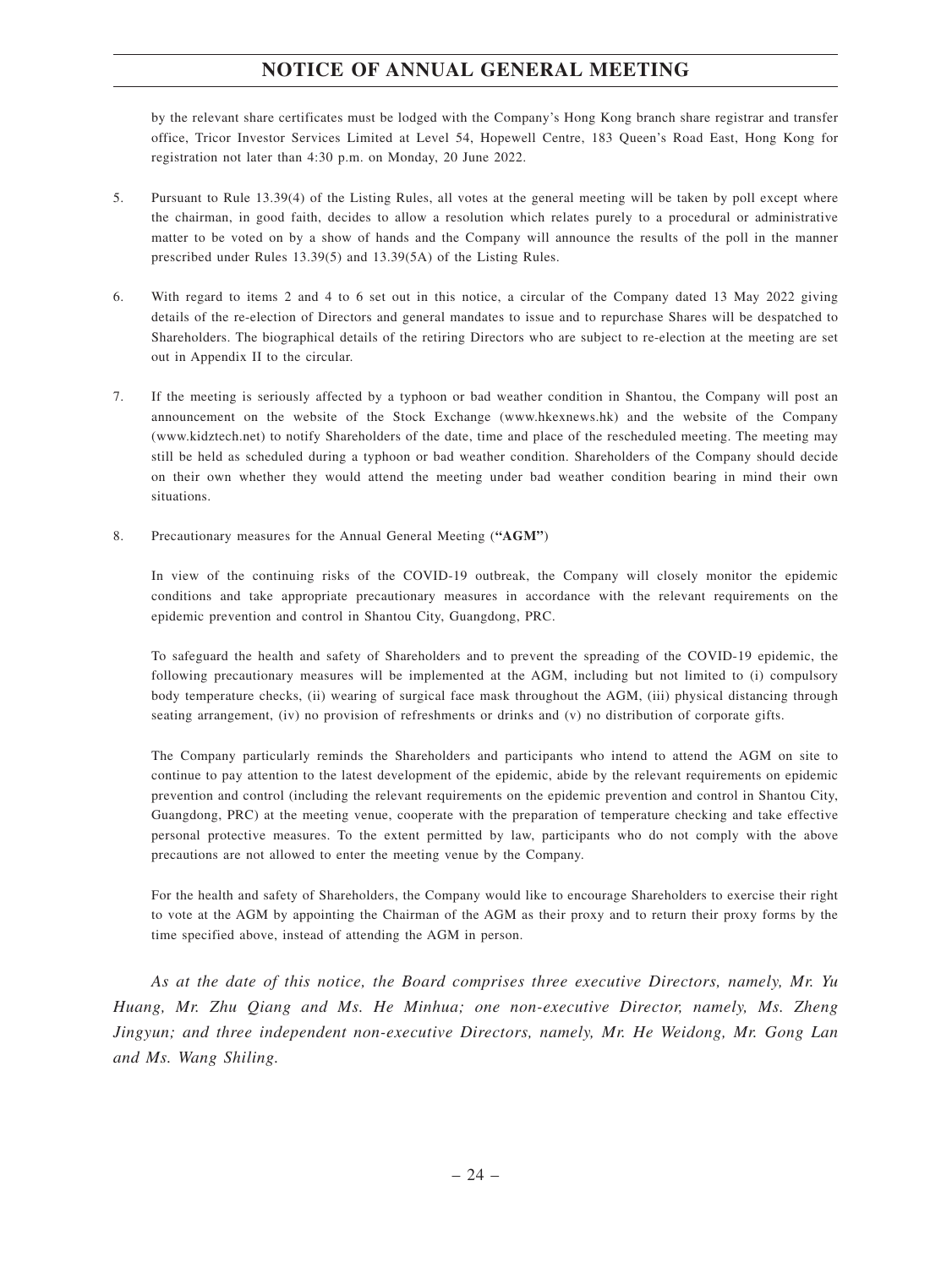by the relevant share certificates must be lodged with the Company's Hong Kong branch share registrar and transfer office, Tricor Investor Services Limited at Level 54, Hopewell Centre, 183 Queen's Road East, Hong Kong for registration not later than 4:30 p.m. on Monday, 20 June 2022.

5. Pursuant to Rule 13.39(4) of the Listing Rules, all votes at the general meeting will be taken by poll except where the chairman, in good faith, decides to allow a resolution which relates purely to a procedural or administrative matter to be voted on by a show of hands and the Company will announce the results of the poll in the manner prescribed under Rules 13.39(5) and 13.39(5A) of the Listing Rules.

6. With regard to items 2 and 4 to 6 set out in this notice, a circular of the Company dated 13 May 2022 giving details of the re-election of Directors and general mandates to issue and to repurchase Shares will be despatched to Shareholders. The biographical details of the retiring Directors who are subject to re-election at the meeting are set out in Appendix II to the circular.

7. If the meeting is seriously affected by a typhoon or bad weather condition in Shantou, the Company will post an announcement on the website of the Stock Exchange (www.hkexnews.hk) and the website of the Company (www.kidztech.net) to notify Shareholders of the date, time and place of the rescheduled meeting. The meeting may still be held as scheduled during a typhoon or bad weather condition. Shareholders of the Company should decide on their own whether they would attend the meeting under bad weather condition bearing in mind their own situations.

8. Precautionary measures for the Annual General Meeting (**"AGM"**)

   In view of the continuing risks of the COVID-19 outbreak, the Company will closely monitor the epidemic conditions and take appropriate precautionary measures in accordance with the relevant requirements on the epidemic prevention and control in Shantou City, Guangdong, PRC.

   To safeguard the health and safety of Shareholders and to prevent the spreading of the COVID-19 epidemic, the following precautionary measures will be implemented at the AGM, including but not limited to (i) compulsory body temperature checks, (ii) wearing of surgical face mask throughout the AGM, (iii) physical distancing through seating arrangement, (iv) no provision of refreshments or drinks and (v) no distribution of corporate gifts.

   The Company particularly reminds the Shareholders and participants who intend to attend the AGM on site to continue to pay attention to the latest development of the epidemic, abide by the relevant requirements on epidemic prevention and control (including the relevant requirements on the epidemic prevention and control in Shantou City, Guangdong, PRC) at the meeting venue, cooperate with the preparation of temperature checking and take effective personal protective measures. To the extent permitted by law, participants who do not comply with the above precautions are not allowed to enter the meeting venue by the Company.

   For the health and safety of Shareholders, the Company would like to encourage Shareholders to exercise their right to vote at the AGM by appointing the Chairman of the AGM as their proxy and to return their proxy forms by the time specified above, instead of attending the AGM in person.

*As at the date of this notice, the Board comprises three executive Directors, namely, Mr. Yu Huang, Mr. Zhu Qiang and Ms. He Minhua; one non-executive Director, namely, Ms. Zheng Jingyun; and three independent non-executive Directors, namely, Mr. He Weidong, Mr. Gong Lan and Ms. Wang Shiling.*